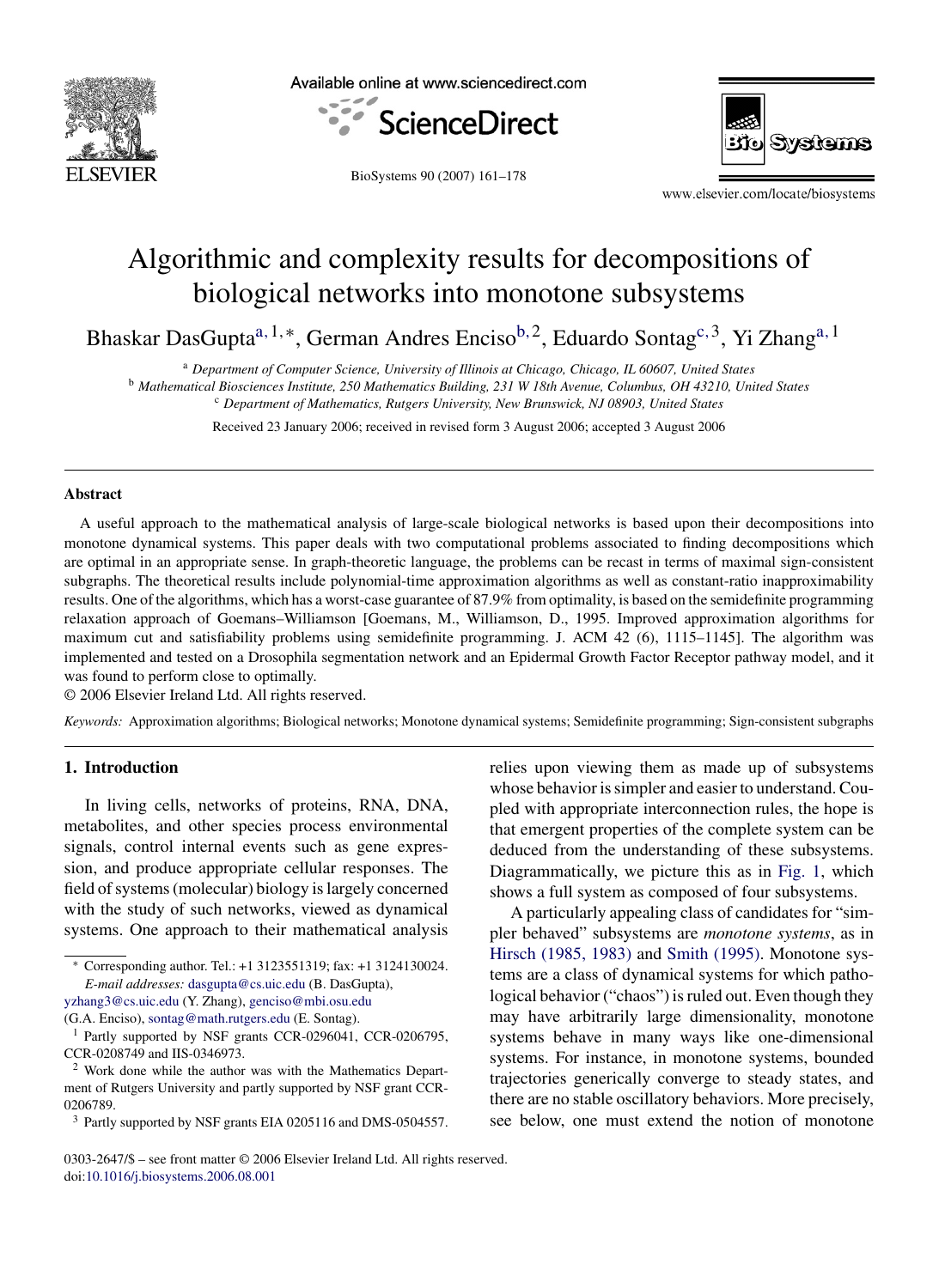# Algorithmic and complexity results for decompositions of biological networks into monotone subsystems

Bhaskar DasGupta[a,1,*], German Andres Enciso[b,2], Eduardo Sontag[c,3], Yi Zhang[a,1]

[a] *Department of Computer Science, University of Illinois at Chicago, Chicago, IL 60607, United States*
[b] *Mathematical Biosciences Institute, 250 Mathematics Building, 231 W 18th Avenue, Columbus, OH 43210, United States*
[c] *Department of Mathematics, Rutgers University, New Brunswick, NJ 08903, United States*

Received 23 January 2006; received in revised form 3 August 2006; accepted 3 August 2006

## Abstract

A useful approach to the mathematical analysis of large-scale biological networks is based upon their decompositions into monotone dynamical systems. This paper deals with two computational problems associated to finding decompositions which are optimal in an appropriate sense. In graph-theoretic language, the problems can be recast in terms of maximal sign-consistent subgraphs. The theoretical results include polynomial-time approximation algorithms as well as constant-ratio inapproximability results. One of the algorithms, which has a worst-case guarantee of 87.9% from optimality, is based on the semidefinite programming relaxation approach of Goemans–Williamson [Goemans, M., Williamson, D., 1995. Improved approximation algorithms for maximum cut and satisfiability problems using semidefinite programming. J. ACM 42 (6), 1115–1145]. The algorithm was implemented and tested on a Drosophila segmentation network and an Epidermal Growth Factor Receptor pathway model, and it was found to perform close to optimally.

© 2006 Elsevier Ireland Ltd. All rights reserved.

*Keywords:* Approximation algorithms; Biological networks; Monotone dynamical systems; Semidefinite programming; Sign-consistent subgraphs

## 1. Introduction

In living cells, networks of proteins, RNA, DNA, metabolites, and other species process environmental signals, control internal events such as gene expression, and produce appropriate cellular responses. The field of systems (molecular) biology is largely concerned with the study of such networks, viewed as dynamical systems. One approach to their mathematical analysis relies upon viewing them as made up of subsystems whose behavior is simpler and easier to understand. Coupled with appropriate interconnection rules, the hope is that emergent properties of the complete system can be deduced from the understanding of these subsystems. Diagrammatically, we picture this as in Fig. 1, which shows a full system as composed of four subsystems.

A particularly appealing class of candidates for "simpler behaved" subsystems are *monotone systems*, as in Hirsch (1985, 1983) and Smith (1995). Monotone systems are a class of dynamical systems for which pathological behavior ("chaos") is ruled out. Even though they may have arbitrarily large dimensionality, monotone systems behave in many ways like one-dimensional systems. For instance, in monotone systems, bounded trajectories generically converge to steady states, and there are no stable oscillatory behaviors. More precisely, see below, one must extend the notion of monotone

---

* Corresponding author. Tel.: +1 3123551319; fax: +1 3124130024.
*E-mail addresses:* dasgupta@cs.uic.edu (B. DasGupta), yzhang3@cs.uic.edu (Y. Zhang), genciso@mbi.osu.edu (G.A. Enciso), sontag@math.rutgers.edu (E. Sontag).

[1] Partly supported by NSF grants CCR-0296041, CCR-0206795, CCR-0208749 and IIS-0346973.

[2] Work done while the author was with the Mathematics Department of Rutgers University and partly supported by NSF grant CCR-0206789.

[3] Partly supported by NSF grants EIA 0205116 and DMS-0504557.

0303-2647/$ – see front matter © 2006 Elsevier Ireland Ltd. All rights reserved.
doi:10.1016/j.biosystems.2006.08.001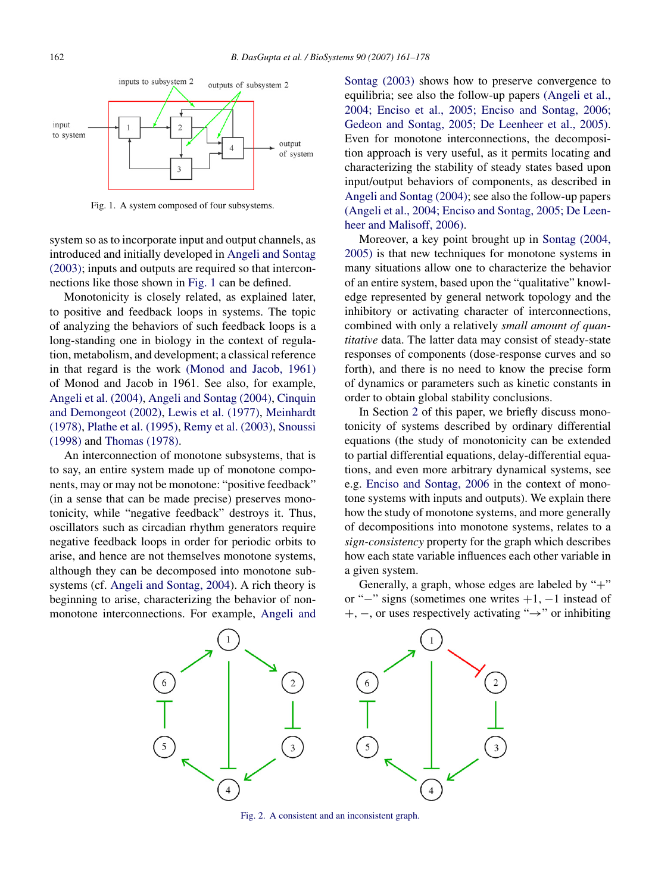Fig. 1. A system composed of four subsystems.

system so as to incorporate input and output channels, as introduced and initially developed in Angeli and Sontag (2003); inputs and outputs are required so that interconnections like those shown in Fig. 1 can be defined.

Monotonicity is closely related, as explained later, to positive and feedback loops in systems. The topic of analyzing the behaviors of such feedback loops is a long-standing one in biology in the context of regulation, metabolism, and development; a classical reference in that regard is the work (Monod and Jacob, 1961) of Monod and Jacob in 1961. See also, for example, Angeli et al. (2004), Angeli and Sontag (2004), Cinquin and Demongeot (2002), Lewis et al. (1977), Meinhardt (1978), Plathe et al. (1995), Remy et al. (2003), Snoussi (1998) and Thomas (1978).

An interconnection of monotone subsystems, that is to say, an entire system made up of monotone components, may or may not be monotone: "positive feedback" (in a sense that can be made precise) preserves monotonicity, while "negative feedback" destroys it. Thus, oscillators such as circadian rhythm generators require negative feedback loops in order for periodic orbits to arise, and hence are not themselves monotone systems, although they can be decomposed into monotone subsystems (cf. Angeli and Sontag, 2004). A rich theory is beginning to arise, characterizing the behavior of non-monotone interconnections. For example, Angeli and Sontag (2003) shows how to preserve convergence to equilibria; see also the follow-up papers (Angeli et al., 2004; Enciso et al., 2005; Enciso and Sontag, 2006; Gedeon and Sontag, 2005; De Leenheer et al., 2005). Even for monotone interconnections, the decomposition approach is very useful, as it permits locating and characterizing the stability of steady states based upon input/output behaviors of components, as described in Angeli and Sontag (2004); see also the follow-up papers (Angeli et al., 2004; Enciso and Sontag, 2005; De Leenheer and Malisoff, 2006).

Moreover, a key point brought up in Sontag (2004, 2005) is that new techniques for monotone systems in many situations allow one to characterize the behavior of an entire system, based upon the "qualitative" knowledge represented by general network topology and the inhibitory or activating character of interconnections, combined with only a relatively *small amount of quantitative* data. The latter data may consist of steady-state responses of components (dose-response curves and so forth), and there is no need to know the precise form of dynamics or parameters such as kinetic constants in order to obtain global stability conclusions.

In Section 2 of this paper, we briefly discuss monotonicity of systems described by ordinary differential equations (the study of monotonicity can be extended to partial differential equations, delay-differential equations, and even more arbitrary dynamical systems, see e.g. Enciso and Sontag, 2006 in the context of monotone systems with inputs and outputs). We explain there how the study of monotone systems, and more generally of decompositions into monotone systems, relates to a *sign-consistency* property for the graph which describes how each state variable influences each other variable in a given system.

Generally, a graph, whose edges are labeled by "+" or "−" signs (sometimes one writes +1, −1 instead of +, −, or uses respectively activating "→" or inhibiting

Fig. 2. A consistent and an inconsistent graph.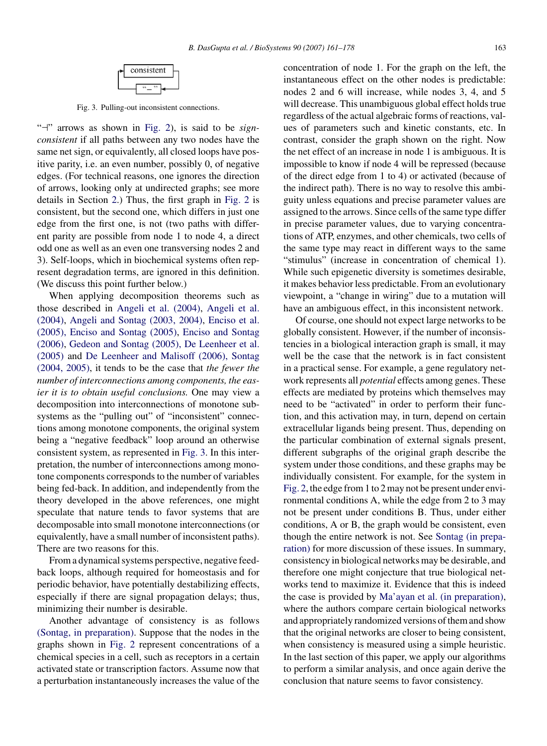Fig. 3. Pulling-out inconsistent connections.

"⊣" arrows as shown in Fig. 2), is said to be *sign-consistent* if all paths between any two nodes have the same net sign, or equivalently, all closed loops have positive parity, i.e. an even number, possibly 0, of negative edges. (For technical reasons, one ignores the direction of arrows, looking only at undirected graphs; see more details in Section 2.) Thus, the first graph in Fig. 2 is consistent, but the second one, which differs in just one edge from the first one, is not (two paths with different parity are possible from node 1 to node 4, a direct odd one as well as an even one transversing nodes 2 and 3). Self-loops, which in biochemical systems often represent degradation terms, are ignored in this definition. (We discuss this point further below.)

When applying decomposition theorems such as those described in Angeli et al. (2004), Angeli et al. (2004), Angeli and Sontag (2003, 2004), Enciso et al. (2005), Enciso and Sontag (2005), Enciso and Sontag (2006), Gedeon and Sontag (2005), De Leenheer et al. (2005) and De Leenheer and Malisoff (2006), Sontag (2004, 2005), it tends to be the case that *the fewer the number of interconnections among components, the easier it is to obtain useful conclusions.* One may view a decomposition into interconnections of monotone subsystems as the "pulling out" of "inconsistent" connections among monotone components, the original system being a "negative feedback" loop around an otherwise consistent system, as represented in Fig. 3. In this interpretation, the number of interconnections among monotone components corresponds to the number of variables being fed-back. In addition, and independently from the theory developed in the above references, one might speculate that nature tends to favor systems that are decomposable into small monotone interconnections (or equivalently, have a small number of inconsistent paths). There are two reasons for this.

From a dynamical systems perspective, negative feedback loops, although required for homeostasis and for periodic behavior, have potentially destabilizing effects, especially if there are signal propagation delays; thus, minimizing their number is desirable.

Another advantage of consistency is as follows (Sontag, in preparation). Suppose that the nodes in the graphs shown in Fig. 2 represent concentrations of a chemical species in a cell, such as receptors in a certain activated state or transcription factors. Assume now that a perturbation instantaneously increases the value of the concentration of node 1. For the graph on the left, the instantaneous effect on the other nodes is predictable: nodes 2 and 6 will increase, while nodes 3, 4, and 5 will decrease. This unambiguous global effect holds true regardless of the actual algebraic forms of reactions, values of parameters such and kinetic constants, etc. In contrast, consider the graph shown on the right. Now the net effect of an increase in node 1 is ambiguous. It is impossible to know if node 4 will be repressed (because of the direct edge from 1 to 4) or activated (because of the indirect path). There is no way to resolve this ambiguity unless equations and precise parameter values are assigned to the arrows. Since cells of the same type differ in precise parameter values, due to varying concentrations of ATP, enzymes, and other chemicals, two cells of the same type may react in different ways to the same "stimulus" (increase in concentration of chemical 1). While such epigenetic diversity is sometimes desirable, it makes behavior less predictable. From an evolutionary viewpoint, a "change in wiring" due to a mutation will have an ambiguous effect, in this inconsistent network.

Of course, one should not expect large networks to be globally consistent. However, if the number of inconsistencies in a biological interaction graph is small, it may well be the case that the network is in fact consistent in a practical sense. For example, a gene regulatory network represents all *potential* effects among genes. These effects are mediated by proteins which themselves may need to be "activated" in order to perform their function, and this activation may, in turn, depend on certain extracellular ligands being present. Thus, depending on the particular combination of external signals present, different subgraphs of the original graph describe the system under those conditions, and these graphs may be individually consistent. For example, for the system in Fig. 2, the edge from 1 to 2 may not be present under environmental conditions A, while the edge from 2 to 3 may not be present under conditions B. Thus, under either conditions, A or B, the graph would be consistent, even though the entire network is not. See Sontag (in preparation) for more discussion of these issues. In summary, consistency in biological networks may be desirable, and therefore one might conjecture that true biological networks tend to maximize it. Evidence that this is indeed the case is provided by Ma'ayan et al. (in preparation), where the authors compare certain biological networks and appropriately randomized versions of them and show that the original networks are closer to being consistent, when consistency is measured using a simple heuristic. In the last section of this paper, we apply our algorithms to perform a similar analysis, and once again derive the conclusion that nature seems to favor consistency.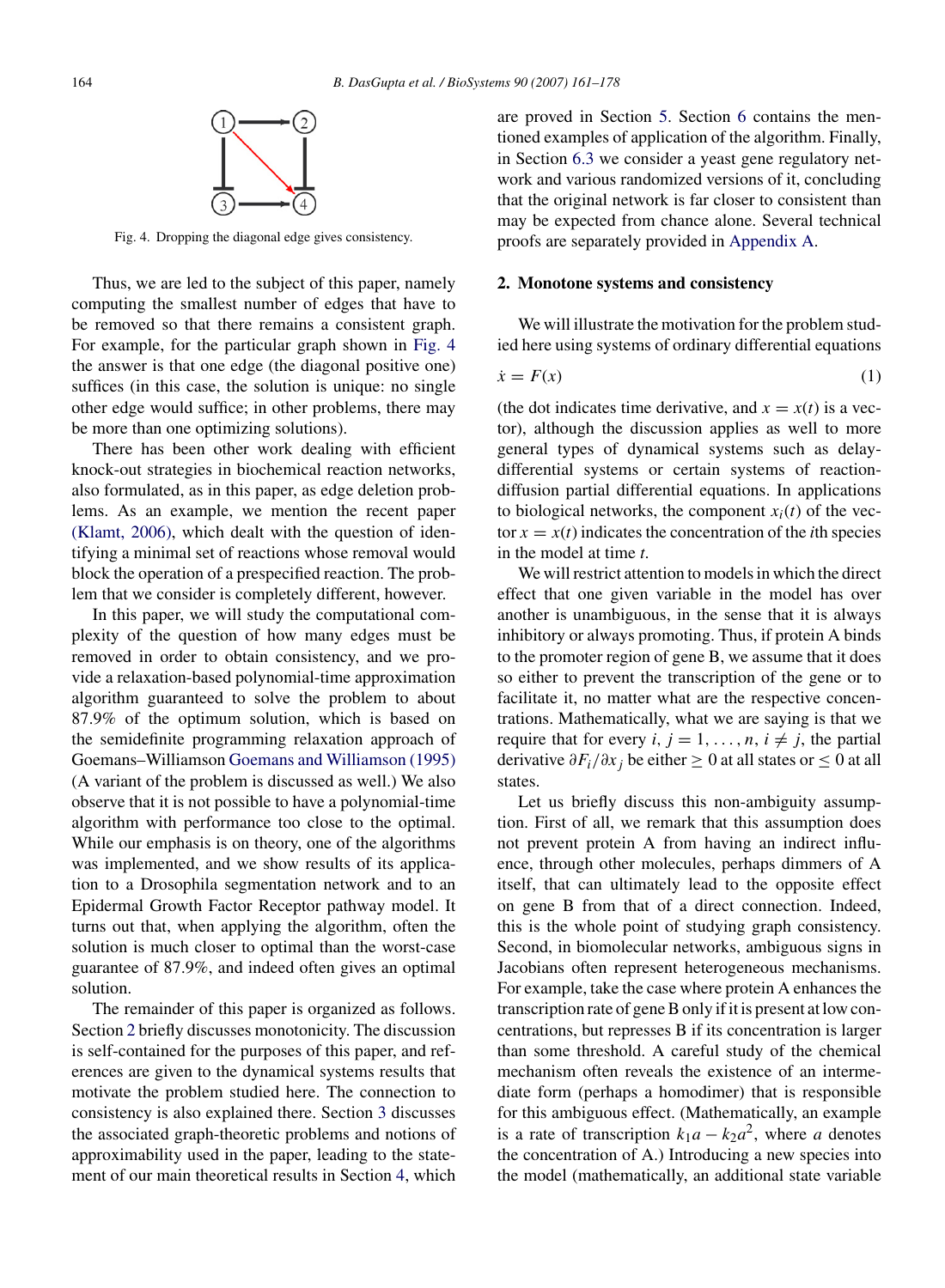Fig. 4. Dropping the diagonal edge gives consistency.

Thus, we are led to the subject of this paper, namely computing the smallest number of edges that have to be removed so that there remains a consistent graph. For example, for the particular graph shown in Fig. 4 the answer is that one edge (the diagonal positive one) suffices (in this case, the solution is unique: no single other edge would suffice; in other problems, there may be more than one optimizing solutions).

There has been other work dealing with efficient knock-out strategies in biochemical reaction networks, also formulated, as in this paper, as edge deletion problems. As an example, we mention the recent paper (Klamt, 2006), which dealt with the question of identifying a minimal set of reactions whose removal would block the operation of a prespecified reaction. The problem that we consider is completely different, however.

In this paper, we will study the computational complexity of the question of how many edges must be removed in order to obtain consistency, and we provide a relaxation-based polynomial-time approximation algorithm guaranteed to solve the problem to about 87.9% of the optimum solution, which is based on the semidefinite programming relaxation approach of Goemans–Williamson Goemans and Williamson (1995) (A variant of the problem is discussed as well.) We also observe that it is not possible to have a polynomial-time algorithm with performance too close to the optimal. While our emphasis is on theory, one of the algorithms was implemented, and we show results of its application to a Drosophila segmentation network and to an Epidermal Growth Factor Receptor pathway model. It turns out that, when applying the algorithm, often the solution is much closer to optimal than the worst-case guarantee of 87.9%, and indeed often gives an optimal solution.

The remainder of this paper is organized as follows. Section 2 briefly discusses monotonicity. The discussion is self-contained for the purposes of this paper, and references are given to the dynamical systems results that motivate the problem studied here. The connection to consistency is also explained there. Section 3 discusses the associated graph-theoretic problems and notions of approximability used in the paper, leading to the statement of our main theoretical results in Section 4, which are proved in Section 5. Section 6 contains the mentioned examples of application of the algorithm. Finally, in Section 6.3 we consider a yeast gene regulatory network and various randomized versions of it, concluding that the original network is far closer to consistent than may be expected from chance alone. Several technical proofs are separately provided in Appendix A.

## 2. Monotone systems and consistency

We will illustrate the motivation for the problem studied here using systems of ordinary differential equations

$$\dot{x} = F(x) \tag{1}$$

(the dot indicates time derivative, and $x = x(t)$ is a vector), although the discussion applies as well to more general types of dynamical systems such as delay-differential systems or certain systems of reaction-diffusion partial differential equations. In applications to biological networks, the component $x_i(t)$ of the vector $x = x(t)$ indicates the concentration of the $i$th species in the model at time $t$.

We will restrict attention to models in which the direct effect that one given variable in the model has over another is unambiguous, in the sense that it is always inhibitory or always promoting. Thus, if protein A binds to the promoter region of gene B, we assume that it does so either to prevent the transcription of the gene or to facilitate it, no matter what are the respective concentrations. Mathematically, what we are saying is that we require that for every $i, j = 1, \ldots, n$, $i \neq j$, the partial derivative $\partial F_i/\partial x_j$ be either $\geq 0$ at all states or $\leq 0$ at all states.

Let us briefly discuss this non-ambiguity assumption. First of all, we remark that this assumption does not prevent protein A from having an indirect influence, through other molecules, perhaps dimmers of A itself, that can ultimately lead to the opposite effect on gene B from that of a direct connection. Indeed, this is the whole point of studying graph consistency. Second, in biomolecular networks, ambiguous signs in Jacobians often represent heterogeneous mechanisms. For example, take the case where protein A enhances the transcription rate of gene B only if it is present at low concentrations, but represses B if its concentration is larger than some threshold. A careful study of the chemical mechanism often reveals the existence of an intermediate form (perhaps a homodimer) that is responsible for this ambiguous effect. (Mathematically, an example is a rate of transcription $k_1 a - k_2 a^2$, where $a$ denotes the concentration of A.) Introducing a new species into the model (mathematically, an additional state variable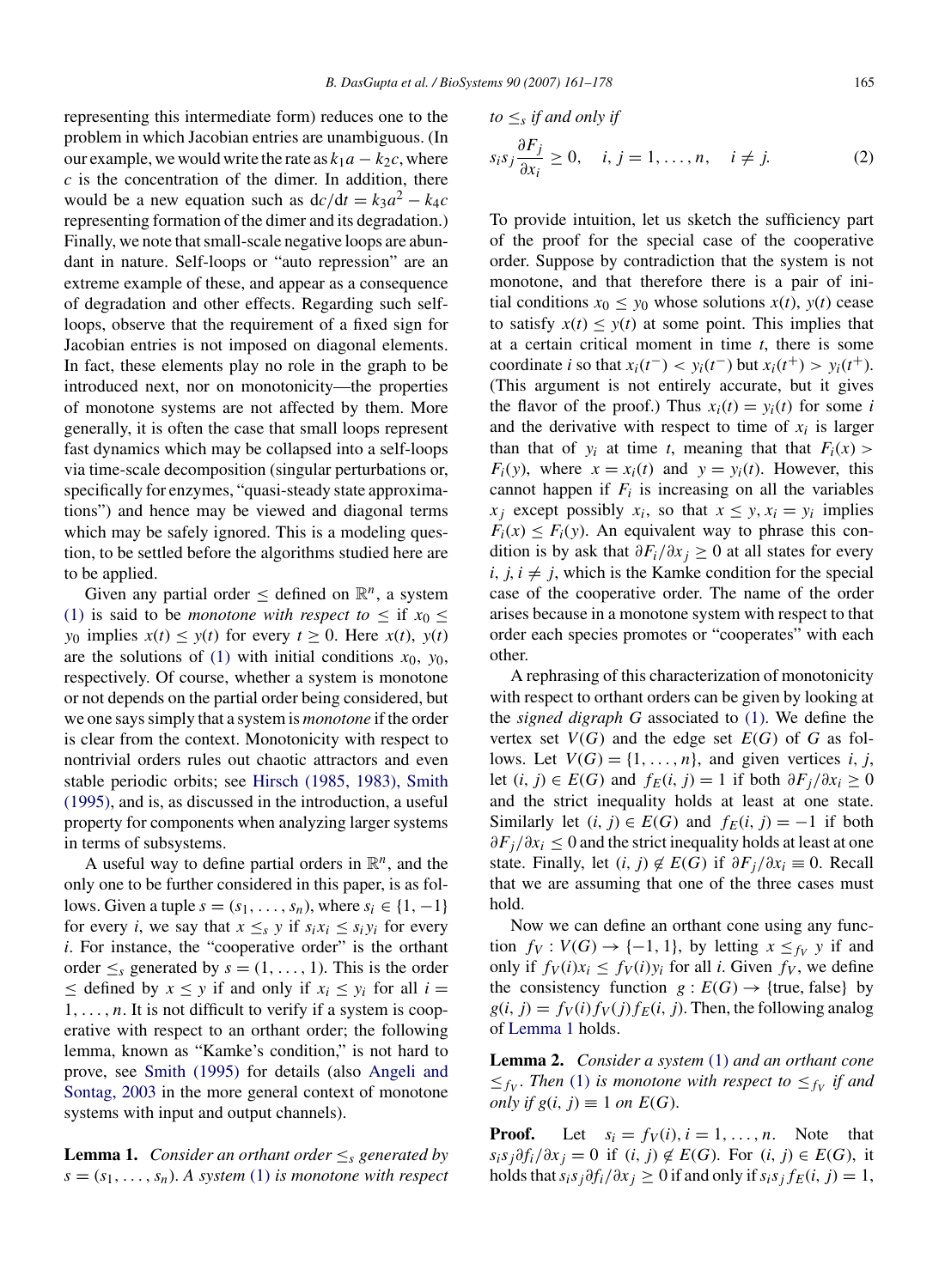representing this intermediate form) reduces one to the problem in which Jacobian entries are unambiguous. (In our example, we would write the rate as $k_1 a - k_2 c$, where $c$ is the concentration of the dimer. In addition, there would be a new equation such as $dc/dt = k_3 a^2 - k_4 c$ representing formation of the dimer and its degradation.) Finally, we note that small-scale negative loops are abundant in nature. Self-loops or "auto repression" are an extreme example of these, and appear as a consequence of degradation and other effects. Regarding such self-loops, observe that the requirement of a fixed sign for Jacobian entries is not imposed on diagonal elements. In fact, these elements play no role in the graph to be introduced next, nor on monotonicity—the properties of monotone systems are not affected by them. More generally, it is often the case that small loops represent fast dynamics which may be collapsed into a self-loops via time-scale decomposition (singular perturbations or, specifically for enzymes, "quasi-steady state approximations") and hence may be viewed and diagonal terms which may be safely ignored. This is a modeling question, to be settled before the algorithms studied here are to be applied.

Given any partial order $\leq$ defined on $\mathbb{R}^n$, a system (1) is said to be *monotone with respect to* $\leq$ if $x_0 \leq y_0$ implies $x(t) \leq y(t)$ for every $t \geq 0$. Here $x(t)$, $y(t)$ are the solutions of (1) with initial conditions $x_0$, $y_0$, respectively. Of course, whether a system is monotone or not depends on the partial order being considered, but we one says simply that a system is *monotone* if the order is clear from the context. Monotonicity with respect to nontrivial orders rules out chaotic attractors and even stable periodic orbits; see Hirsch (1985, 1983), Smith (1995), and is, as discussed in the introduction, a useful property for components when analyzing larger systems in terms of subsystems.

A useful way to define partial orders in $\mathbb{R}^n$, and the only one to be further considered in this paper, is as follows. Given a tuple $s = (s_1, \ldots, s_n)$, where $s_i \in \{1, -1\}$ for every $i$, we say that $x \leq_s y$ if $s_i x_i \leq s_i y_i$ for every $i$. For instance, the "cooperative order" is the orthant order $\leq_s$ generated by $s = (1, \ldots, 1)$. This is the order $\leq$ defined by $x \leq y$ if and only if $x_i \leq y_i$ for all $i = 1, \ldots, n$. It is not difficult to verify if a system is cooperative with respect to an orthant order; the following lemma, known as "Kamke's condition," is not hard to prove, see Smith (1995) for details (also Angeli and Sontag, 2003 in the more general context of monotone systems with input and output channels).

**Lemma 1.** *Consider an orthant order $\leq_s$ generated by $s = (s_1, \ldots, s_n)$. A system (1) is monotone with respect to $\leq_s$ if and only if*

$$s_i s_j \frac{\partial F_j}{\partial x_i} \geq 0, \quad i, j = 1, \ldots, n, \quad i \neq j. \tag{2}$$

To provide intuition, let us sketch the sufficiency part of the proof for the special case of the cooperative order. Suppose by contradiction that the system is not monotone, and that therefore there is a pair of initial conditions $x_0 \leq y_0$ whose solutions $x(t)$, $y(t)$ cease to satisfy $x(t) \leq y(t)$ at some point. This implies that at a certain critical moment in time $t$, there is some coordinate $i$ so that $x_i(t^-) < y_i(t^-)$ but $x_i(t^+) > y_i(t^+)$. (This argument is not entirely accurate, but it gives the flavor of the proof.) Thus $x_i(t) = y_i(t)$ for some $i$ and the derivative with respect to time of $x_i$ is larger than that of $y_i$ at time $t$, meaning that that $F_i(x) > F_i(y)$, where $x = x_i(t)$ and $y = y_i(t)$. However, this cannot happen if $F_i$ is increasing on all the variables $x_j$ except possibly $x_i$, so that $x \leq y, x_i = y_i$ implies $F_i(x) \leq F_i(y)$. An equivalent way to phrase this condition is by ask that $\partial F_i/\partial x_j \geq 0$ at all states for every $i, j, i \neq j$, which is the Kamke condition for the special case of the cooperative order. The name of the order arises because in a monotone system with respect to that order each species promotes or "cooperates" with each other.

A rephrasing of this characterization of monotonicity with respect to orthant orders can be given by looking at the *signed digraph G* associated to (1). We define the vertex set $V(G)$ and the edge set $E(G)$ of $G$ as follows. Let $V(G) = \{1, \ldots, n\}$, and given vertices $i$, $j$, let $(i, j) \in E(G)$ and $f_E(i, j) = 1$ if both $\partial F_j/\partial x_i \geq 0$ and the strict inequality holds at least at one state. Similarly let $(i, j) \in E(G)$ and $f_E(i, j) = -1$ if both $\partial F_j/\partial x_i \leq 0$ and the strict inequality holds at least at one state. Finally, let $(i, j) \notin E(G)$ if $\partial F_j/\partial x_i \equiv 0$. Recall that we are assuming that one of the three cases must hold.

Now we can define an orthant cone using any function $f_V : V(G) \to \{-1, 1\}$, by letting $x \leq_{f_V} y$ if and only if $f_V(i) x_i \leq f_V(i) y_i$ for all $i$. Given $f_V$, we define the consistency function $g : E(G) \to \{\text{true}, \text{false}\}$ by $g(i, j) = f_V(i) f_V(j) f_E(i, j)$. Then, the following analog of Lemma 1 holds.

**Lemma 2.** *Consider a system (1) and an orthant cone $\leq_{f_V}$. Then (1) is monotone with respect to $\leq_{f_V}$ if and only if $g(i, j) \equiv 1$ on $E(G)$.*

**Proof.** Let $s_i = f_V(i), i = 1, \ldots, n$. Note that $s_i s_j \partial f_i/\partial x_j = 0$ if $(i, j) \notin E(G)$. For $(i, j) \in E(G)$, it holds that $s_i s_j \partial f_i/\partial x_j \geq 0$ if and only if $s_i s_j f_E(i, j) = 1$,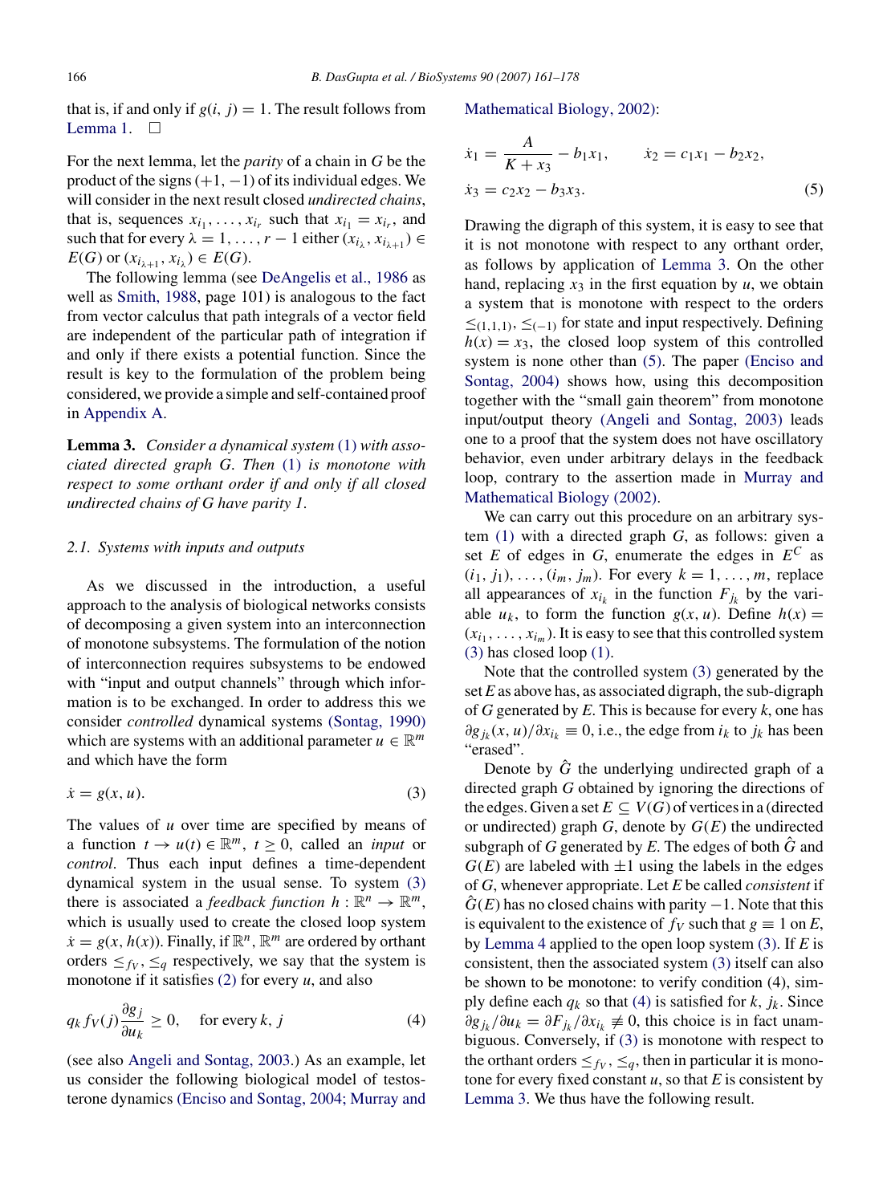that is, if and only if $g(i, j) = 1$. The result follows from Lemma 1. □

For the next lemma, let the *parity* of a chain in $G$ be the product of the signs $(+1, -1)$ of its individual edges. We will consider in the next result closed *undirected chains*, that is, sequences $x_{i_1}, \ldots, x_{i_r}$ such that $x_{i_1} = x_{i_r}$, and such that for every $\lambda = 1, \ldots, r-1$ either $(x_{i_\lambda}, x_{i_{\lambda+1}}) \in E(G)$ or $(x_{i_{\lambda+1}}, x_{i_\lambda}) \in E(G)$.

The following lemma (see DeAngelis et al., 1986 as well as Smith, 1988, page 101) is analogous to the fact from vector calculus that path integrals of a vector field are independent of the particular path of integration if and only if there exists a potential function. Since the result is key to the formulation of the problem being considered, we provide a simple and self-contained proof in Appendix A.

**Lemma 3.** *Consider a dynamical system (1) with associated directed graph $G$. Then (1) is monotone with respect to some orthant order if and only if all closed undirected chains of $G$ have parity 1.*

### 2.1. Systems with inputs and outputs

As we discussed in the introduction, a useful approach to the analysis of biological networks consists of decomposing a given system into an interconnection of monotone subsystems. The formulation of the notion of interconnection requires subsystems to be endowed with "input and output channels" through which information is to be exchanged. In order to address this we consider *controlled* dynamical systems (Sontag, 1990) which are systems with an additional parameter $u \in \mathbb{R}^m$ and which have the form

$$\dot{x} = g(x, u). \tag{3}$$

The values of $u$ over time are specified by means of a function $t \to u(t) \in \mathbb{R}^m$, $t \geq 0$, called an *input* or *control*. Thus each input defines a time-dependent dynamical system in the usual sense. To system (3) there is associated a *feedback function* $h : \mathbb{R}^n \to \mathbb{R}^m$, which is usually used to create the closed loop system $\dot{x} = g(x, h(x))$. Finally, if $\mathbb{R}^n, \mathbb{R}^m$ are ordered by orthant orders $\leq_{f_V}, \leq_q$ respectively, we say that the system is monotone if it satisfies (2) for every $u$, and also

$$q_k f_V(j) \frac{\partial g_j}{\partial u_k} \geq 0, \quad \text{for every } k, j \tag{4}$$

(see also Angeli and Sontag, 2003.) As an example, let us consider the following biological model of testosterone dynamics (Enciso and Sontag, 2004; Murray and Mathematical Biology, 2002):

$$\dot{x}_1 = \frac{A}{K + x_3} - b_1 x_1, \qquad \dot{x}_2 = c_1 x_1 - b_2 x_2,$$
$$\dot{x}_3 = c_2 x_2 - b_3 x_3. \tag{5}$$

Drawing the digraph of this system, it is easy to see that it is not monotone with respect to any orthant order, as follows by application of Lemma 3. On the other hand, replacing $x_3$ in the first equation by $u$, we obtain a system that is monotone with respect to the orders $\leq_{(1,1,1)}, \leq_{(-1)}$ for state and input respectively. Defining $h(x) = x_3$, the closed loop system of this controlled system is none other than (5). The paper (Enciso and Sontag, 2004) shows how, using this decomposition together with the "small gain theorem" from monotone input/output theory (Angeli and Sontag, 2003) leads one to a proof that the system does not have oscillatory behavior, even under arbitrary delays in the feedback loop, contrary to the assertion made in Murray and Mathematical Biology (2002).

We can carry out this procedure on an arbitrary system (1) with a directed graph $G$, as follows: given a set $E$ of edges in $G$, enumerate the edges in $E^C$ as $(i_1, j_1), \ldots, (i_m, j_m)$. For every $k = 1, \ldots, m$, replace all appearances of $x_{i_k}$ in the function $F_{j_k}$ by the variable $u_k$, to form the function $g(x, u)$. Define $h(x) = (x_{i_1}, \ldots, x_{i_m})$. It is easy to see that this controlled system (3) has closed loop (1).

Note that the controlled system (3) generated by the set $E$ as above has, as associated digraph, the sub-digraph of $G$ generated by $E$. This is because for every $k$, one has $\partial g_{j_k}(x, u)/\partial x_{i_k} \equiv 0$, i.e., the edge from $i_k$ to $j_k$ has been "erased".

Denote by $\hat{G}$ the underlying undirected graph of a directed graph $G$ obtained by ignoring the directions of the edges. Given a set $E \subseteq V(G)$ of vertices in a (directed or undirected) graph $G$, denote by $G(E)$ the undirected subgraph of $G$ generated by $E$. The edges of both $\hat{G}$ and $G(E)$ are labeled with $\pm 1$ using the labels in the edges of $G$, whenever appropriate. Let $E$ be called *consistent* if $\hat{G}(E)$ has no closed chains with parity $-1$. Note that this is equivalent to the existence of $f_V$ such that $g \equiv 1$ on $E$, by Lemma 4 applied to the open loop system (3). If $E$ is consistent, then the associated system (3) itself can also be shown to be monotone: to verify condition (4), simply define each $q_k$ so that (4) is satisfied for $k$, $j_k$. Since $\partial g_{j_k}/\partial u_k = \partial F_{j_k}/\partial x_{i_k} \not\equiv 0$, this choice is in fact unambiguous. Conversely, if (3) is monotone with respect to the orthant orders $\leq_{f_V}, \leq_q$, then in particular it is monotone for every fixed constant $u$, so that $E$ is consistent by Lemma 3. We thus have the following result.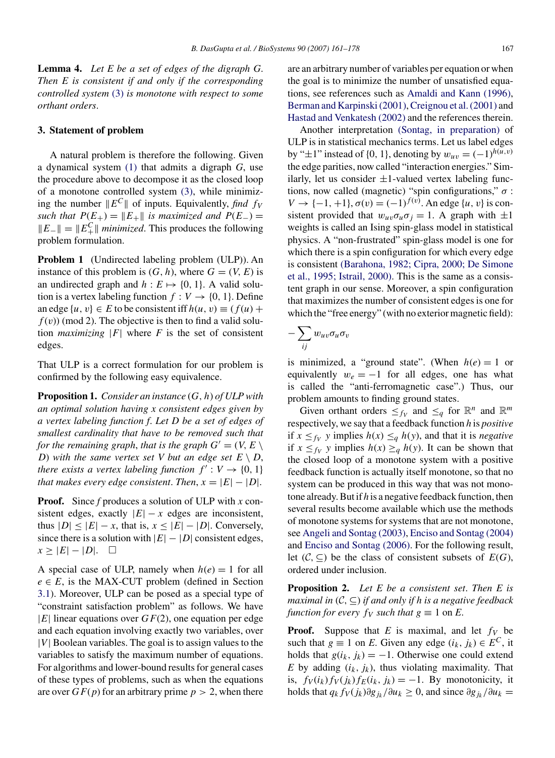**Lemma 4.** *Let $E$ be a set of edges of the digraph $G$. Then $E$ is consistent if and only if the corresponding controlled system (3) is monotone with respect to some orthant orders.*

## 3. Statement of problem

A natural problem is therefore the following. Given a dynamical system (1) that admits a digraph $G$, use the procedure above to decompose it as the closed loop of a monotone controlled system (3), while minimizing the number $\|E^C\|$ of inputs. Equivalently, *find $f_V$ such that $P(E_+) = \|E_+\|$ is maximized and $P(E_-) = \|E_-\| = \|E_+^C\|$ minimized*. This produces the following problem formulation.

**Problem 1** (Undirected labeling problem (ULP)). An instance of this problem is $(G, h)$, where $G = (V, E)$ is an undirected graph and $h : E \mapsto \{0, 1\}$. A valid solution is a vertex labeling function $f : V \to \{0, 1\}$. Define an edge $\{u, v\} \in E$ to be consistent iff $h(u, v) \equiv (f(u) + f(v)) \pmod 2$. The objective is then to find a valid solution *maximizing* $|F|$ where $F$ is the set of consistent edges.

That ULP is a correct formulation for our problem is confirmed by the following easy equivalence.

**Proposition 1.** *Consider an instance $(G, h)$ of ULP with an optimal solution having $x$ consistent edges given by a vertex labeling function $f$. Let $D$ be a set of edges of smallest cardinality that have to be removed such that for the remaining graph, that is the graph $G' = (V, E \setminus D)$ with the same vertex set $V$ but an edge set $E \setminus D$, there exists a vertex labeling function $f' : V \to \{0, 1\}$ that makes every edge consistent. Then, $x = |E| - |D|$.*

**Proof.** Since $f$ produces a solution of ULP with $x$ consistent edges, exactly $|E| - x$ edges are inconsistent, thus $|D| \leq |E| - x$, that is, $x \leq |E| - |D|$. Conversely, since there is a solution with $|E| - |D|$ consistent edges, $x \geq |E| - |D|$. □

A special case of ULP, namely when $h(e) = 1$ for all $e \in E$, is the MAX-CUT problem (defined in Section 3.1). Moreover, ULP can be posed as a special type of "constraint satisfaction problem" as follows. We have $|E|$ linear equations over $GF(2)$, one equation per edge and each equation involving exactly two variables, over $|V|$ Boolean variables. The goal is to assign values to the variables to satisfy the maximum number of equations. For algorithms and lower-bound results for general cases of these types of problems, such as when the equations are over $GF(p)$ for an arbitrary prime $p > 2$, when there are an arbitrary number of variables per equation or when the goal is to minimize the number of unsatisfied equations, see references such as Amaldi and Kann (1996), Berman and Karpinski (2001), Creignou et al. (2001) and Hastad and Venkatesh (2002) and the references therein.

Another interpretation (Sontag, in preparation) of ULP is in statistical mechanics terms. Let us label edges by "±1" instead of {0, 1}, denoting by $w_{uv} = (-1)^{h(u,v)}$ the edge parities, now called "interaction energies." Similarly, let us consider ±1-valued vertex labeling functions, now called (magnetic) "spin configurations," $\sigma : V \to \{-1, +1\}, \sigma(v) = (-1)^{f(v)}$. An edge $\{u, v\}$ is consistent provided that $w_{uv}\sigma_u\sigma_j = 1$. A graph with ±1 weights is called an Ising spin-glass model in statistical physics. A "non-frustrated" spin-glass model is one for which there is a spin configuration for which every edge is consistent (Barahona, 1982; Cipra, 2000; De Simone et al., 1995; Istrail, 2000). This is the same as a consistent graph in our sense. Moreover, a spin configuration that maximizes the number of consistent edges is one for which the "free energy" (with no exterior magnetic field):

$$-\sum_{ij} w_{uv}\sigma_u\sigma_v$$

is minimized, a "ground state". (When $h(e) = 1$ or equivalently $w_e = -1$ for all edges, one has what is called the "anti-ferromagnetic case".) Thus, our problem amounts to finding ground states.

Given orthant orders $\leq_{f_V}$ and $\leq_q$ for $\mathbb{R}^n$ and $\mathbb{R}^m$ respectively, we say that a feedback function $h$ is *positive* if $x \leq_{f_V} y$ implies $h(x) \leq_q h(y)$, and that it is *negative* if $x \leq_{f_V} y$ implies $h(x) \geq_q h(y)$. It can be shown that the closed loop of a monotone system with a positive feedback function is actually itself monotone, so that no system can be produced in this way that was not monotone already. But if $h$ is a negative feedback function, then several results become available which use the methods of monotone systems for systems that are not monotone, see Angeli and Sontag (2003), Enciso and Sontag (2004) and Enciso and Sontag (2006). For the following result, let $(\mathcal{C}, \subseteq)$ be the class of consistent subsets of $E(G)$, ordered under inclusion.

**Proposition 2.** *Let $E$ be a consistent set. Then $E$ is maximal in $(\mathcal{C}, \subseteq)$ if and only if $h$ is a negative feedback function for every $f_V$ such that $g \equiv 1$ on $E$.*

**Proof.** Suppose that $E$ is maximal, and let $f_V$ be such that $g \equiv 1$ on $E$. Given any edge $(i_k, j_k) \in E^C$, it holds that $g(i_k, j_k) = -1$. Otherwise one could extend $E$ by adding $(i_k, j_k)$, thus violating maximality. That is, $f_V(i_k)f_V(j_k)f_E(i_k, j_k) = -1$. By monotonicity, it holds that $q_k f_V(j_k)\partial g_{j_k}/\partial u_k \geq 0$, and since $\partial g_{j_k}/\partial u_k =$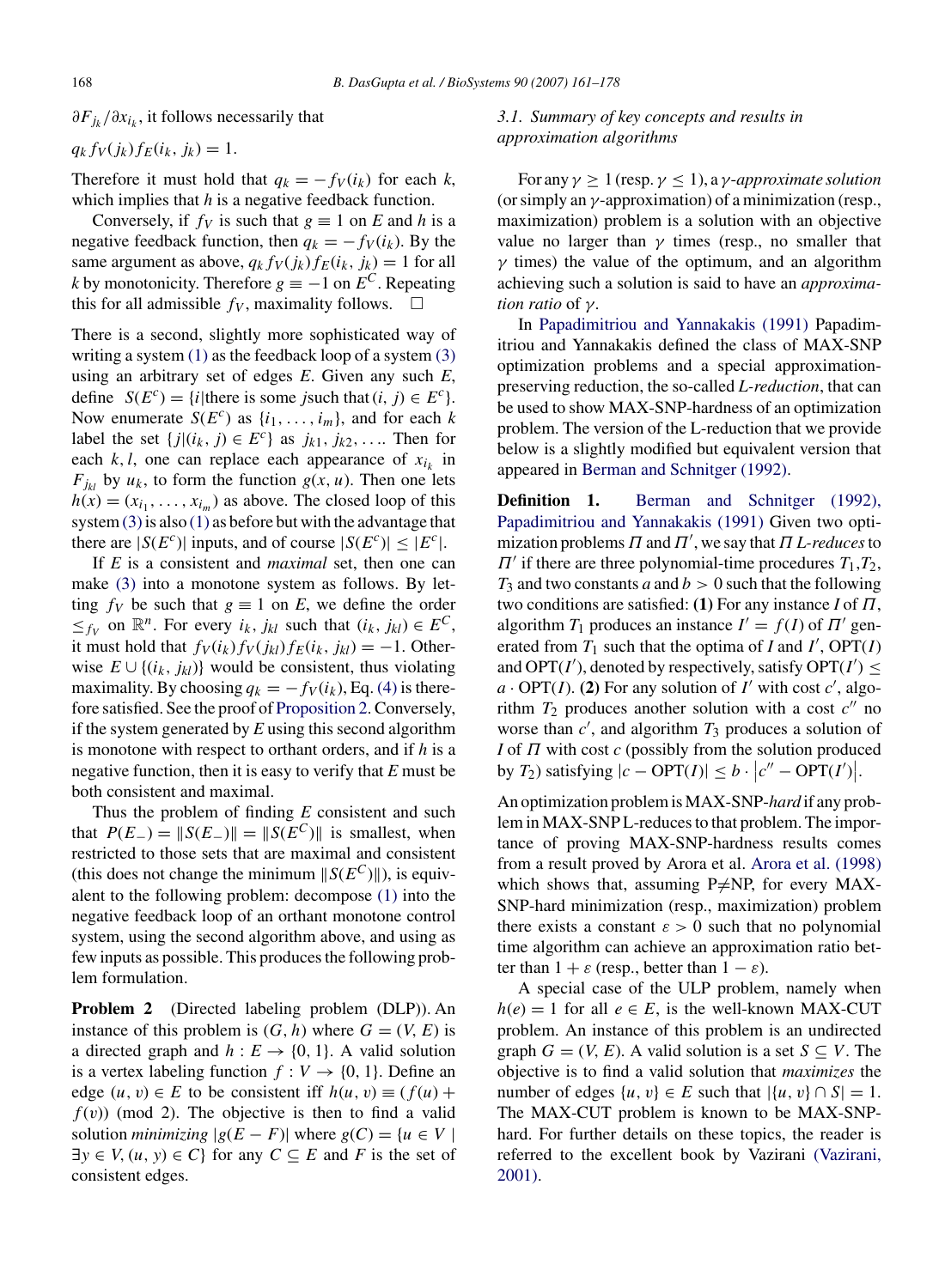$\partial F_{j_k}/\partial x_{i_k}$, it follows necessarily that

$q_k f_V(j_k) f_E(i_k, j_k) = 1.$

Therefore it must hold that $q_k = -f_V(i_k)$ for each $k$, which implies that $h$ is a negative feedback function.

Conversely, if $f_V$ is such that $g \equiv 1$ on $E$ and $h$ is a negative feedback function, then $q_k = -f_V(i_k)$. By the same argument as above, $q_k f_V(j_k) f_E(i_k, j_k) = 1$ for all $k$ by monotonicity. Therefore $g \equiv -1$ on $E^C$. Repeating this for all admissible $f_V$, maximality follows. □

There is a second, slightly more sophisticated way of writing a system (1) as the feedback loop of a system (3) using an arbitrary set of edges $E$. Given any such $E$, define $S(E^c) = \{i | \text{there is some } j \text{such that} (i, j) \in E^c\}$. Now enumerate $S(E^c)$ as $\{i_1, \ldots, i_m\}$, and for each $k$ label the set $\{j | (i_k, j) \in E^c\}$ as $j_{k1}, j_{k2}, \ldots$. Then for each $k, l$, one can replace each appearance of $x_{i_k}$ in $F_{j_{kl}}$ by $u_k$, to form the function $g(x, u)$. Then one lets $h(x) = (x_{i_1}, \ldots, x_{i_m})$ as above. The closed loop of this system (3) is also (1) as before but with the advantage that there are $|S(E^c)|$ inputs, and of course $|S(E^c)| \leq |E^c|$.

If $E$ is a consistent and *maximal* set, then one can make (3) into a monotone system as follows. By letting $f_V$ be such that $g \equiv 1$ on $E$, we define the order $\leq_{f_V}$ on $\mathbb{R}^n$. For every $i_k$, $j_{kl}$ such that $(i_k, j_{kl}) \in E^C$, it must hold that $f_V(i_k) f_V(j_{kl}) f_E(i_k, j_{kl}) = -1$. Otherwise $E \cup \{(i_k, j_{kl})\}$ would be consistent, thus violating maximality. By choosing $q_k = -f_V(i_k)$, Eq. (4) is therefore satisfied. See the proof of Proposition 2. Conversely, if the system generated by $E$ using this second algorithm is monotone with respect to orthant orders, and if $h$ is a negative function, then it is easy to verify that $E$ must be both consistent and maximal.

Thus the problem of finding $E$ consistent and such that $P(E_-) = \|S(E_-)\| = \|S(E^C)\|$ is smallest, when restricted to those sets that are maximal and consistent (this does not change the minimum $\|S(E^C)\|$), is equivalent to the following problem: decompose (1) into the negative feedback loop of an orthant monotone control system, using the second algorithm above, and using as few inputs as possible. This produces the following problem formulation.

**Problem 2** (Directed labeling problem (DLP)). An instance of this problem is $(G, h)$ where $G = (V, E)$ is a directed graph and $h : E \to \{0, 1\}$. A valid solution is a vertex labeling function $f : V \to \{0, 1\}$. Define an edge $(u, v) \in E$ to be consistent iff $h(u, v) \equiv (f(u) + f(v)) \pmod 2$. The objective is then to find a valid solution *minimizing* $|g(E - F)|$ where $g(C) = \{u \in V \mid \exists y \in V, (u, y) \in C\}$ for any $C \subseteq E$ and $F$ is the set of consistent edges.

### 3.1. Summary of key concepts and results in approximation algorithms

For any $\gamma \geq 1$ (resp. $\gamma \leq 1$), a $\gamma$-*approximate solution* (or simply an $\gamma$-approximation) of a minimization (resp., maximization) problem is a solution with an objective value no larger than $\gamma$ times (resp., no smaller that $\gamma$ times) the value of the optimum, and an algorithm achieving such a solution is said to have an *approximation ratio* of $\gamma$.

In Papadimitriou and Yannakakis (1991) Papadimitriou and Yannakakis defined the class of MAX-SNP optimization problems and a special approximation-preserving reduction, the so-called *L-reduction*, that can be used to show MAX-SNP-hardness of an optimization problem. The version of the L-reduction that we provide below is a slightly modified but equivalent version that appeared in Berman and Schnitger (1992).

**Definition 1.** Berman and Schnitger (1992), Papadimitriou and Yannakakis (1991) Given two optimization problems $\Pi$ and $\Pi'$, we say that $\Pi$ *L-reduces* to $\Pi'$ if there are three polynomial-time procedures $T_1$,$T_2$, $T_3$ and two constants $a$ and $b > 0$ such that the following two conditions are satisfied: **(1)** For any instance $I$ of $\Pi$, algorithm $T_1$ produces an instance $I' = f(I)$ of $\Pi'$ generated from $T_1$ such that the optima of $I$ and $I'$, $\mathrm{OPT}(I)$ and $\mathrm{OPT}(I')$, denoted by respectively, satisfy $\mathrm{OPT}(I') \leq a \cdot \mathrm{OPT}(I)$. **(2)** For any solution of $I'$ with cost $c'$, algorithm $T_2$ produces another solution with a cost $c''$ no worse than $c'$, and algorithm $T_3$ produces a solution of $I$ of $\Pi$ with cost $c$ (possibly from the solution produced by $T_2$) satisfying $|c - \mathrm{OPT}(I)| \leq b \cdot \left|c'' - \mathrm{OPT}(I')\right|$.

An optimization problem is MAX-SNP-*hard* if any problem in MAX-SNP L-reduces to that problem. The importance of proving MAX-SNP-hardness results comes from a result proved by Arora et al. Arora et al. (1998) which shows that, assuming P≠NP, for every MAX-SNP-hard minimization (resp., maximization) problem there exists a constant $\varepsilon > 0$ such that no polynomial time algorithm can achieve an approximation ratio better than $1 + \varepsilon$ (resp., better than $1 - \varepsilon$).

A special case of the ULP problem, namely when $h(e) = 1$ for all $e \in E$, is the well-known MAX-CUT problem. An instance of this problem is an undirected graph $G = (V, E)$. A valid solution is a set $S \subseteq V$. The objective is to find a valid solution that *maximizes* the number of edges $\{u, v\} \in E$ such that $|\{u, v\} \cap S| = 1$. The MAX-CUT problem is known to be MAX-SNP-hard. For further details on these topics, the reader is referred to the excellent book by Vazirani (Vazirani, 2001).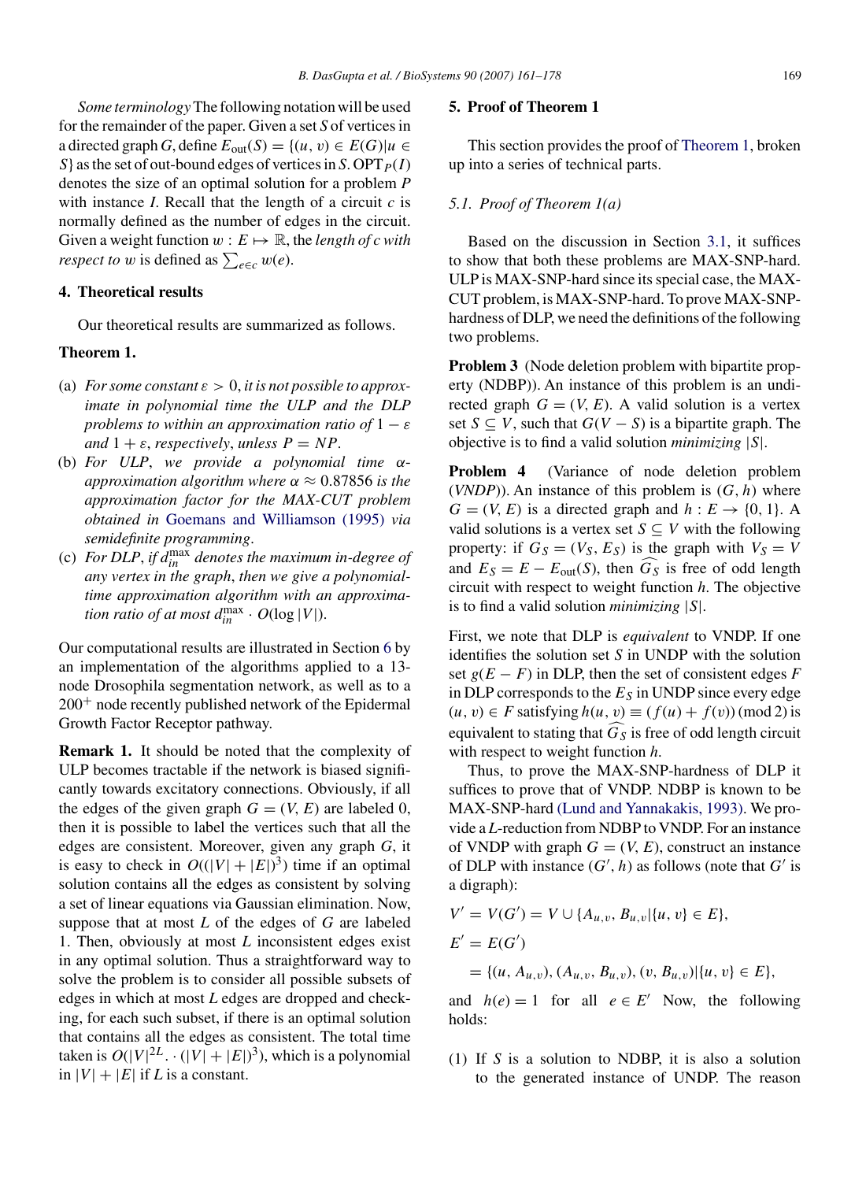*Some terminology* The following notation will be used for the remainder of the paper. Given a set $S$ of vertices in a directed graph $G$, define $E_{\text{out}}(S) = \{(u, v) \in E(G) | u \in S\}$ as the set of out-bound edges of vertices in $S$. $\text{OPT}_P(I)$ denotes the size of an optimal solution for a problem $P$ with instance $I$. Recall that the length of a circuit $c$ is normally defined as the number of edges in the circuit. Given a weight function $w : E \mapsto \mathbb{R}$, the *length of c with respect to w* is defined as $\sum_{e \in c} w(e)$.

## 4. Theoretical results

Our theoretical results are summarized as follows.

**Theorem 1.**

(a) *For some constant $\varepsilon > 0$, it is not possible to approximate in polynomial time the ULP and the DLP problems to within an approximation ratio of $1 - \varepsilon$ and $1 + \varepsilon$, respectively, unless $P = NP$.*

(b) *For ULP, we provide a polynomial time $\alpha$-approximation algorithm where $\alpha \approx 0.87856$ is the approximation factor for the MAX-CUT problem obtained in Goemans and Williamson (1995) via semidefinite programming.*

(c) *For DLP, if $d_{in}^{\max}$ denotes the maximum in-degree of any vertex in the graph, then we give a polynomial-time approximation algorithm with an approximation ratio of at most $d_{in}^{\max} \cdot O(\log |V|)$.*

Our computational results are illustrated in Section 6 by an implementation of the algorithms applied to a 13-node Drosophila segmentation network, as well as to a $200^{+}$ node recently published network of the Epidermal Growth Factor Receptor pathway.

**Remark 1.** It should be noted that the complexity of ULP becomes tractable if the network is biased significantly towards excitatory connections. Obviously, if all the edges of the given graph $G = (V, E)$ are labeled 0, then it is possible to label the vertices such that all the edges are consistent. Moreover, given any graph $G$, it is easy to check in $O((|V| + |E|)^3)$ time if an optimal solution contains all the edges as consistent by solving a set of linear equations via Gaussian elimination. Now, suppose that at most $L$ of the edges of $G$ are labeled 1. Then, obviously at most $L$ inconsistent edges exist in any optimal solution. Thus a straightforward way to solve the problem is to consider all possible subsets of edges in which at most $L$ edges are dropped and checking, for each such subset, if there is an optimal solution that contains all the edges as consistent. The total time taken is $O(|V|^{2L} \cdot (|V| + |E|)^3)$, which is a polynomial in $|V| + |E|$ if $L$ is a constant.

## 5. Proof of Theorem 1

This section provides the proof of Theorem 1, broken up into a series of technical parts.

### 5.1. Proof of Theorem 1(a)

Based on the discussion in Section 3.1, it suffices to show that both these problems are MAX-SNP-hard. ULP is MAX-SNP-hard since its special case, the MAX-CUT problem, is MAX-SNP-hard. To prove MAX-SNP-hardness of DLP, we need the definitions of the following two problems.

**Problem 3** (Node deletion problem with bipartite property (NDBP)). An instance of this problem is an undirected graph $G = (V, E)$. A valid solution is a vertex set $S \subseteq V$, such that $G(V - S)$ is a bipartite graph. The objective is to find a valid solution *minimizing* $|S|$.

**Problem 4** (Variance of node deletion problem (*VNDP*)). An instance of this problem is $(G, h)$ where $G = (V, E)$ is a directed graph and $h : E \to \{0, 1\}$. A valid solutions is a vertex set $S \subseteq V$ with the following property: if $G_S = (V_S, E_S)$ is the graph with $V_S = V$ and $E_S = E - E_{\text{out}}(S)$, then $\widehat{G_S}$ is free of odd length circuit with respect to weight function $h$. The objective is to find a valid solution *minimizing* $|S|$.

First, we note that DLP is *equivalent* to VNDP. If one identifies the solution set $S$ in UNDP with the solution set $g(E - F)$ in DLP, then the set of consistent edges $F$ in DLP corresponds to the $E_S$ in UNDP since every edge $(u, v) \in F$ satisfying $h(u, v) \equiv (f(u) + f(v)) \pmod 2$ is equivalent to stating that $\widehat{G_S}$ is free of odd length circuit with respect to weight function $h$.

Thus, to prove the MAX-SNP-hardness of DLP it suffices to prove that of VNDP. NDBP is known to be MAX-SNP-hard (Lund and Yannakakis, 1993). We provide a $L$-reduction from NDBP to VNDP. For an instance of VNDP with graph $G = (V, E)$, construct an instance of DLP with instance $(G', h)$ as follows (note that $G'$ is a digraph):

$$V' = V(G') = V \cup \{A_{u,v}, B_{u,v} | \{u, v\} \in E\},$$

$$E' = E(G')$$
$$= \{(u, A_{u,v}), (A_{u,v}, B_{u,v}), (v, B_{u,v}) | \{u, v\} \in E\},$$

and $h(e) = 1$ for all $e \in E'$ Now, the following holds:

(1) If $S$ is a solution to NDBP, it is also a solution to the generated instance of UNDP. The reason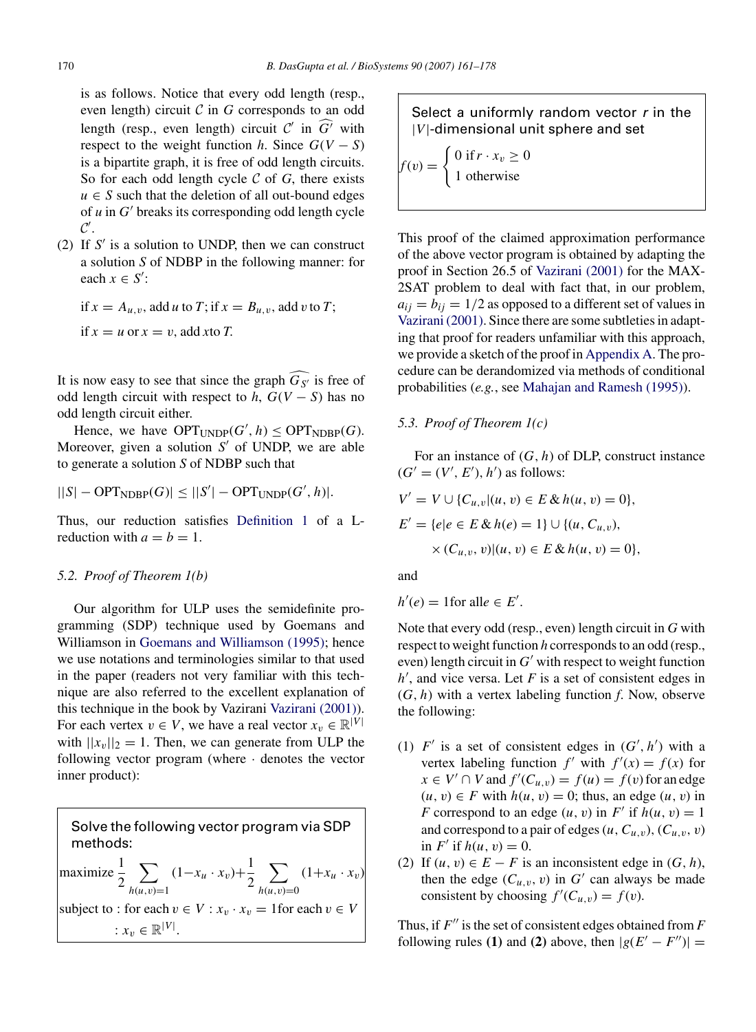is as follows. Notice that every odd length (resp., even length) circuit $\mathcal{C}$ in $G$ corresponds to an odd length (resp., even length) circuit $\mathcal{C}'$ in $\widehat{G'}$ with respect to the weight function $h$. Since $G(V-S)$ is a bipartite graph, it is free of odd length circuits. So for each odd length cycle $\mathcal{C}$ of $G$, there exists $u \in S$ such that the deletion of all out-bound edges of $u$ in $G'$ breaks its corresponding odd length cycle $\mathcal{C}'$.

(2) If $S'$ is a solution to UNDP, then we can construct a solution $S$ of NDBP in the following manner: for each $x \in S'$:

if $x = A_{u,v}$, add $u$ to $T$; if $x = B_{u,v}$, add $v$ to $T$;

if $x = u$ or $x = v$, add $x$to $T$.

It is now easy to see that since the graph $\widehat{G_{S'}}$ is free of odd length circuit with respect to $h$, $G(V-S)$ has no odd length circuit either.

Hence, we have $\mathrm{OPT}_{\mathrm{UNDP}}(G', h) \leq \mathrm{OPT}_{\mathrm{NDBP}}(G)$. Moreover, given a solution $S'$ of UNDP, we are able to generate a solution $S$ of NDBP such that

$$||S| - \mathrm{OPT}_{\mathrm{NDBP}}(G)| \leq ||S'| - \mathrm{OPT}_{\mathrm{UNDP}}(G', h)|.$$

Thus, our reduction satisfies Definition 1 of a L-reduction with $a = b = 1$.

### 5.2. Proof of Theorem 1(b)

Our algorithm for ULP uses the semidefinite programming (SDP) technique used by Goemans and Williamson in Goemans and Williamson (1995); hence we use notations and terminologies similar to that used in the paper (readers not very familiar with this technique are also referred to the excellent explanation of this technique in the book by Vazirani Vazirani (2001)). For each vertex $v \in V$, we have a real vector $x_v \in \mathbb{R}^{|V|}$ with $||x_v||_2 = 1$. Then, we can generate from ULP the following vector program (where $\cdot$ denotes the vector inner product):

> Solve the following vector program via SDP methods:
>
> $$\text{maximize } \frac{1}{2}\sum_{h(u,v)=1}(1 - x_u \cdot x_v) + \frac{1}{2}\sum_{h(u,v)=0}(1 + x_u \cdot x_v)$$
>
> subject to : for each $v \in V$ : $x_v \cdot x_v = 1$for each $v \in V$ : $x_v \in \mathbb{R}^{|V|}$.

> Select a uniformly random vector $r$ in the $|V|$-dimensional unit sphere and set
>
> $$f(v) = \begin{cases} 0 \text{ if } r \cdot x_v \geq 0 \\ 1 \text{ otherwise} \end{cases}$$

This proof of the claimed approximation performance of the above vector program is obtained by adapting the proof in Section 26.5 of Vazirani (2001) for the MAX-2SAT problem to deal with fact that, in our problem, $a_{ij} = b_{ij} = 1/2$ as opposed to a different set of values in Vazirani (2001). Since there are some subtleties in adapting that proof for readers unfamiliar with this approach, we provide a sketch of the proof in Appendix A. The procedure can be derandomized via methods of conditional probabilities (*e.g.*, see Mahajan and Ramesh (1995)).

### 5.3. Proof of Theorem 1(c)

For an instance of $(G, h)$ of DLP, construct instance $(G' = (V', E'), h')$ as follows:

$$V' = V \cup \{C_{u,v} | (u, v) \in E \,\&\, h(u, v) = 0\},$$

$$E' = \{e | e \in E \,\&\, h(e) = 1\} \cup \{(u, C_{u,v}),$$
$$\times (C_{u,v}, v) | (u, v) \in E \,\&\, h(u, v) = 0\},$$

and

$$h'(e) = 1 \text{for all} e \in E'.$$

Note that every odd (resp., even) length circuit in $G$ with respect to weight function $h$ corresponds to an odd (resp., even) length circuit in $G'$ with respect to weight function $h'$, and vice versa. Let $F$ is a set of consistent edges in $(G, h)$ with a vertex labeling function $f$. Now, observe the following:

(1) $F'$ is a set of consistent edges in $(G', h')$ with a vertex labeling function $f'$ with $f'(x) = f(x)$ for $x \in V' \cap V$ and $f'(C_{u,v}) = f(u) = f(v)$ for an edge $(u, v) \in F$ with $h(u, v) = 0$; thus, an edge $(u, v)$ in $F$ correspond to an edge $(u, v)$ in $F'$ if $h(u, v) = 1$ and correspond to a pair of edges $(u, C_{u,v})$, $(C_{u,v}, v)$ in $F'$ if $h(u, v) = 0$.
(2) If $(u, v) \in E - F$ is an inconsistent edge in $(G, h)$, then the edge $(C_{u,v}, v)$ in $G'$ can always be made consistent by choosing $f'(C_{u,v}) = f(v)$.

Thus, if $F''$ is the set of consistent edges obtained from $F$ following rules **(1)** and **(2)** above, then $|g(E' - F'')| =$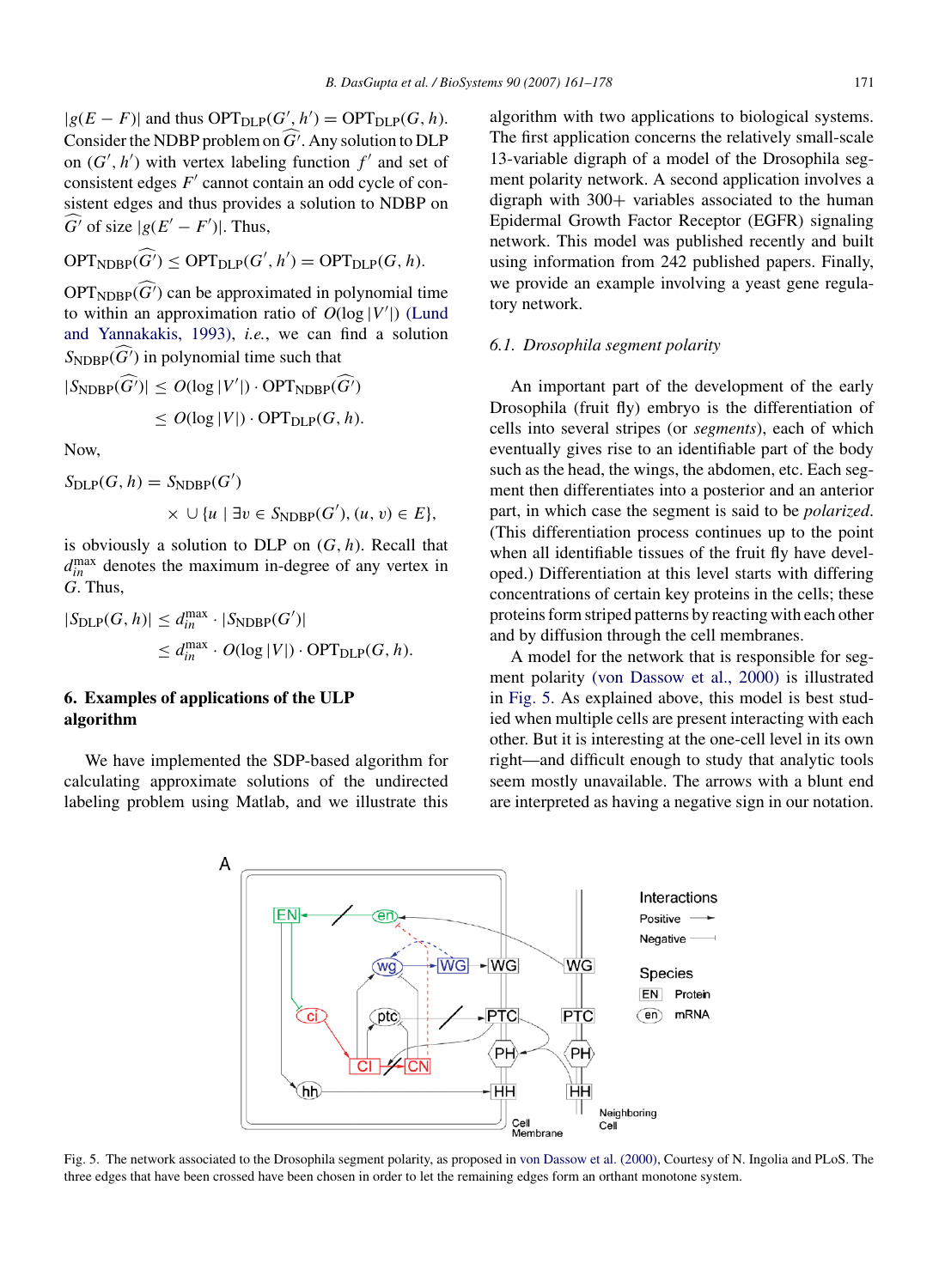$|g(E - F)|$ and thus $\mathrm{OPT}_{\mathrm{DLP}}(G', h') = \mathrm{OPT}_{\mathrm{DLP}}(G, h)$. Consider the NDBP problem on $\widehat{G'}$. Any solution to DLP on $(G', h')$ with vertex labeling function $f'$ and set of consistent edges $F'$ cannot contain an odd cycle of consistent edges and thus provides a solution to NDBP on $\widehat{G'}$ of size $|g(E' - F')|$. Thus,

$$\mathrm{OPT}_{\mathrm{NDBP}}(\widehat{G'}) \leq \mathrm{OPT}_{\mathrm{DLP}}(G', h') = \mathrm{OPT}_{\mathrm{DLP}}(G, h).$$

$\mathrm{OPT}_{\mathrm{NDBP}}(\widehat{G'})$ can be approximated in polynomial time to within an approximation ratio of $O(\log |V'|)$ (Lund and Yannakakis, 1993), *i.e.*, we can find a solution $S_{\mathrm{NDBP}}(\widehat{G'})$ in polynomial time such that

$$|S_{\mathrm{NDBP}}(\widehat{G'})| \leq O(\log |V'|) \cdot \mathrm{OPT}_{\mathrm{NDBP}}(\widehat{G'})$$
$$\leq O(\log |V|) \cdot \mathrm{OPT}_{\mathrm{DLP}}(G, h).$$

Now,

$$S_{\mathrm{DLP}}(G, h) = S_{\mathrm{NDBP}}(G')$$
$$\times \cup \{u \mid \exists v \in S_{\mathrm{NDBP}}(G'), (u, v) \in E\},$$

is obviously a solution to DLP on $(G, h)$. Recall that $d_{in}^{\max}$ denotes the maximum in-degree of any vertex in $G$. Thus,

$$|S_{\mathrm{DLP}}(G, h)| \leq d_{in}^{\max} \cdot |S_{\mathrm{NDBP}}(G')|$$
$$\leq d_{in}^{\max} \cdot O(\log |V|) \cdot \mathrm{OPT}_{\mathrm{DLP}}(G, h).$$

## 6. Examples of applications of the ULP algorithm

We have implemented the SDP-based algorithm for calculating approximate solutions of the undirected labeling problem using Matlab, and we illustrate this algorithm with two applications to biological systems. The first application concerns the relatively small-scale 13-variable digraph of a model of the Drosophila segment polarity network. A second application involves a digraph with 300+ variables associated to the human Epidermal Growth Factor Receptor (EGFR) signaling network. This model was published recently and built using information from 242 published papers. Finally, we provide an example involving a yeast gene regulatory network.

### 6.1. Drosophila segment polarity

An important part of the development of the early Drosophila (fruit fly) embryo is the differentiation of cells into several stripes (or *segments*), each of which eventually gives rise to an identifiable part of the body such as the head, the wings, the abdomen, etc. Each segment then differentiates into a posterior and an anterior part, in which case the segment is said to be *polarized*. (This differentiation process continues up to the point when all identifiable tissues of the fruit fly have developed.) Differentiation at this level starts with differing concentrations of certain key proteins in the cells; these proteins form striped patterns by reacting with each other and by diffusion through the cell membranes.

A model for the network that is responsible for segment polarity (von Dassow et al., 2000) is illustrated in Fig. 5. As explained above, this model is best studied when multiple cells are present interacting with each other. But it is interesting at the one-cell level in its own right—and difficult enough to study that analytic tools seem mostly unavailable. The arrows with a blunt end are interpreted as having a negative sign in our notation.

Fig. 5. The network associated to the Drosophila segment polarity, as proposed in von Dassow et al. (2000), Courtesy of N. Ingolia and PLoS. The three edges that have been crossed have been chosen in order to let the remaining edges form an orthant monotone system.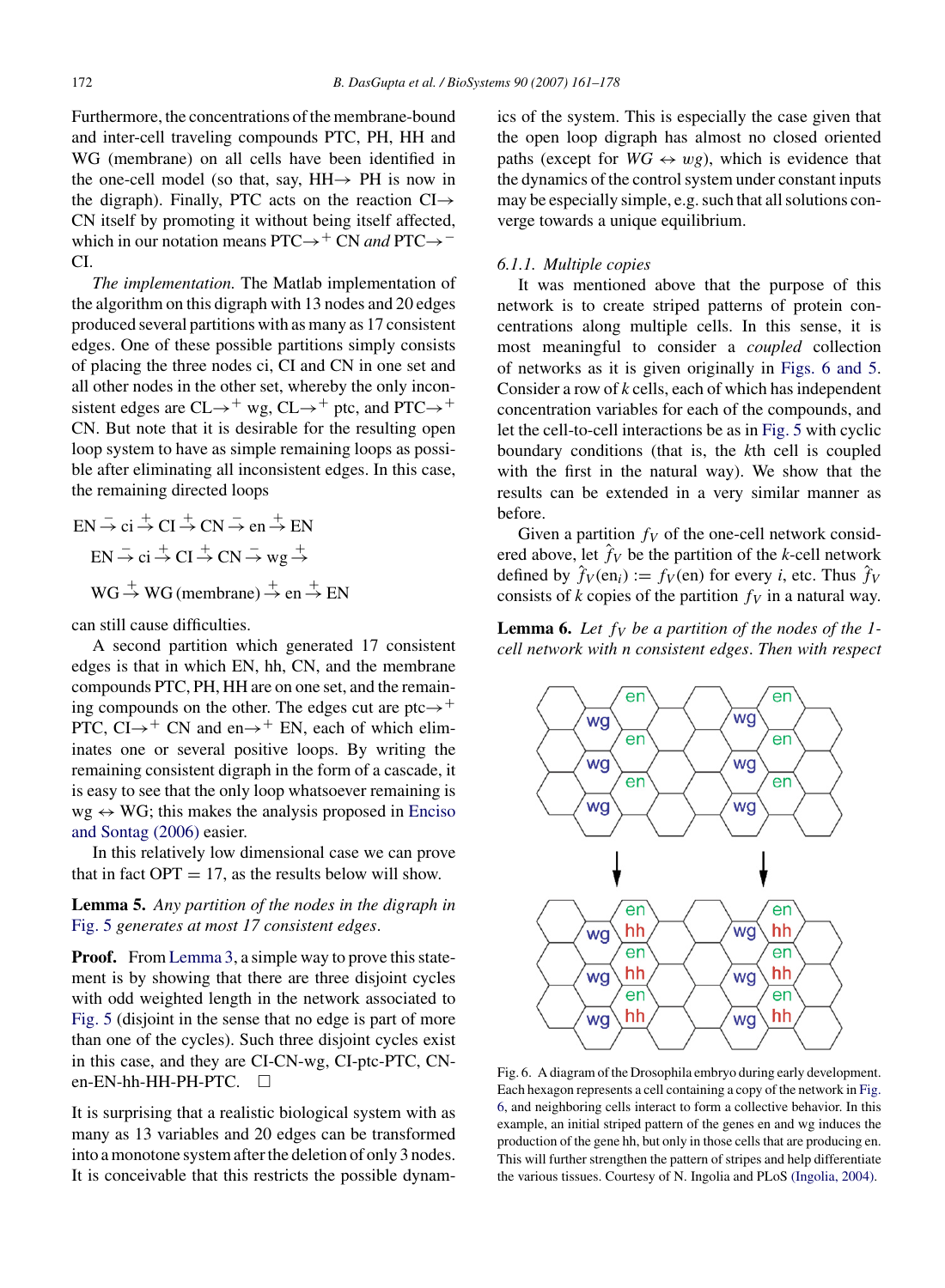Furthermore, the concentrations of the membrane-bound and inter-cell traveling compounds PTC, PH, HH and WG (membrane) on all cells have been identified in the one-cell model (so that, say, HH→ PH is now in the digraph). Finally, PTC acts on the reaction CI→ CN itself by promoting it without being itself affected, which in our notation means PTC$\to^{+}$ CN *and* PTC$\to^{-}$ CI.

*The implementation.* The Matlab implementation of the algorithm on this digraph with 13 nodes and 20 edges produced several partitions with as many as 17 consistent edges. One of these possible partitions simply consists of placing the three nodes ci, CI and CN in one set and all other nodes in the other set, whereby the only inconsistent edges are CL$\to^{+}$ wg, CL$\to^{+}$ ptc, and PTC$\to^{+}$ CN. But note that it is desirable for the resulting open loop system to have as simple remaining loops as possible after eliminating all inconsistent edges. In this case, the remaining directed loops

$$\text{EN} \overset{-}{\to} \text{ci} \overset{+}{\to} \text{CI} \overset{+}{\to} \text{CN} \overset{-}{\to} \text{en} \overset{+}{\to} \text{EN}$$

$$\text{EN} \overset{-}{\to} \text{ci} \overset{+}{\to} \text{CI} \overset{+}{\to} \text{CN} \overset{-}{\to} \text{wg} \overset{+}{\to}$$

$$\text{WG} \overset{+}{\to} \text{WG (membrane)} \overset{+}{\to} \text{en} \overset{+}{\to} \text{EN}$$

can still cause difficulties.

A second partition which generated 17 consistent edges is that in which EN, hh, CN, and the membrane compounds PTC, PH, HH are on one set, and the remaining compounds on the other. The edges cut are ptc$\to^{+}$ PTC, CI$\to^{+}$ CN and en$\to^{+}$ EN, each of which eliminates one or several positive loops. By writing the remaining consistent digraph in the form of a cascade, it is easy to see that the only loop whatsoever remaining is wg ↔ WG; this makes the analysis proposed in Enciso and Sontag (2006) easier.

In this relatively low dimensional case we can prove that in fact OPT = 17, as the results below will show.

**Lemma 5.** *Any partition of the nodes in the digraph in Fig. 5 generates at most 17 consistent edges.*

**Proof.** From Lemma 3, a simple way to prove this statement is by showing that there are three disjoint cycles with odd weighted length in the network associated to Fig. 5 (disjoint in the sense that no edge is part of more than one of the cycles). Such three disjoint cycles exist in this case, and they are CI-CN-wg, CI-ptc-PTC, CN-en-EN-hh-HH-PH-PTC. □

It is surprising that a realistic biological system with as many as 13 variables and 20 edges can be transformed into a monotone system after the deletion of only 3 nodes. It is conceivable that this restricts the possible dynamics of the system. This is especially the case given that the open loop digraph has almost no closed oriented paths (except for $WG \leftrightarrow wg$), which is evidence that the dynamics of the control system under constant inputs may be especially simple, e.g. such that all solutions converge towards a unique equilibrium.

### 6.1.1. Multiple copies

It was mentioned above that the purpose of this network is to create striped patterns of protein concentrations along multiple cells. In this sense, it is most meaningful to consider a *coupled* collection of networks as it is given originally in Figs. 6 and 5. Consider a row of $k$ cells, each of which has independent concentration variables for each of the compounds, and let the cell-to-cell interactions be as in Fig. 5 with cyclic boundary conditions (that is, the $k$th cell is coupled with the first in the natural way). We show that the results can be extended in a very similar manner as before.

Given a partition $f_V$ of the one-cell network considered above, let $\hat{f}_V$ be the partition of the $k$-cell network defined by $\hat{f}_V(\text{en}_i) := f_V(\text{en})$ for every $i$, etc. Thus $\hat{f}_V$ consists of $k$ copies of the partition $f_V$ in a natural way.

**Lemma 6.** *Let $f_V$ be a partition of the nodes of the 1-cell network with $n$ consistent edges. Then with respect*

Fig. 6. A diagram of the Drosophila embryo during early development. Each hexagon represents a cell containing a copy of the network in Fig. 6, and neighboring cells interact to form a collective behavior. In this example, an initial striped pattern of the genes en and wg induces the production of the gene hh, but only in those cells that are producing en. This will further strengthen the pattern of stripes and help differentiate the various tissues. Courtesy of N. Ingolia and PLoS (Ingolia, 2004).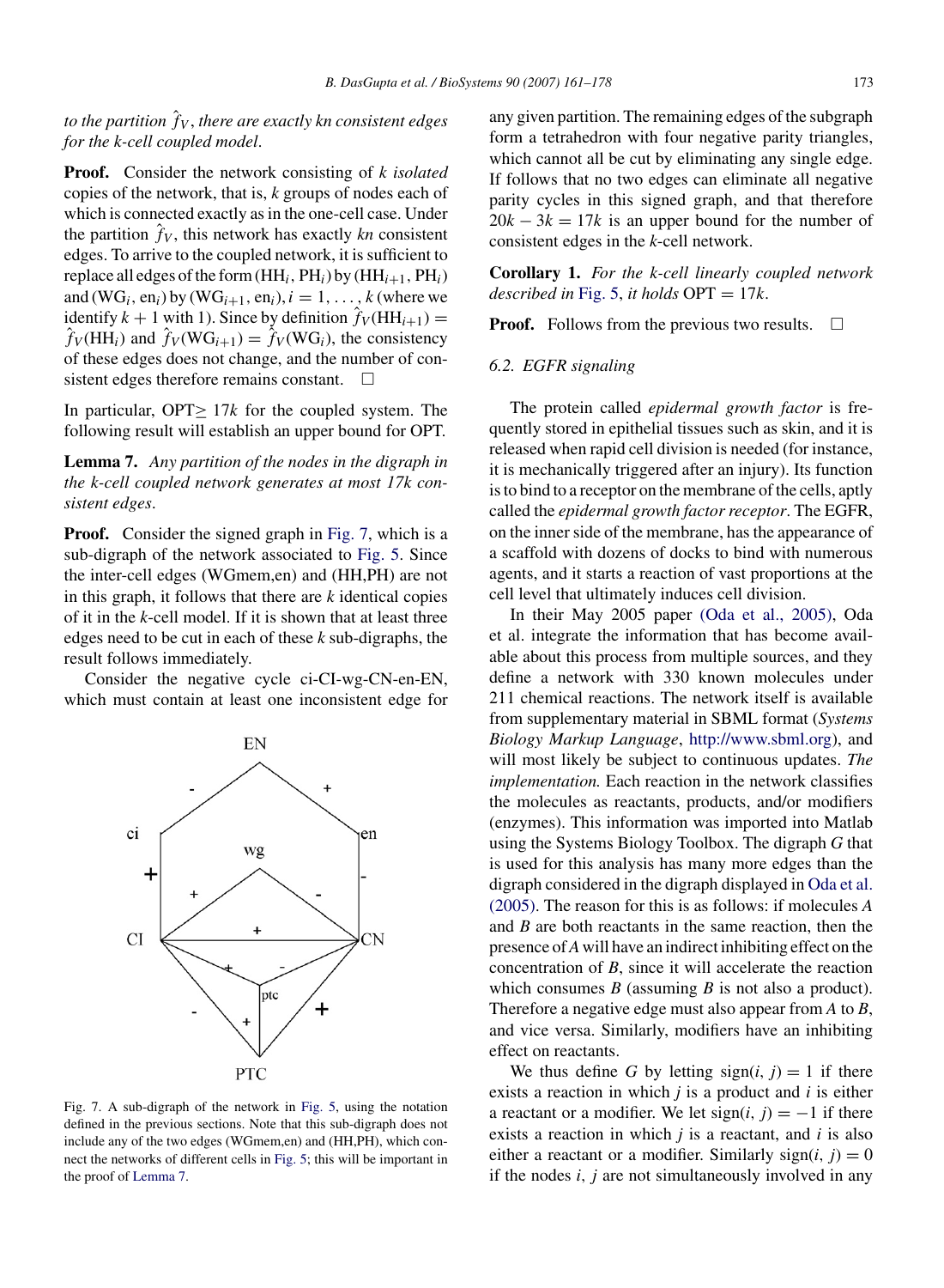*to the partition $\hat{f}_V$, there are exactly kn consistent edges for the k-cell coupled model.*

**Proof.** Consider the network consisting of $k$ *isolated* copies of the network, that is, $k$ groups of nodes each of which is connected exactly as in the one-cell case. Under the partition $\hat{f}_V$, this network has exactly $kn$ consistent edges. To arrive to the coupled network, it is sufficient to replace all edges of the form $(\text{HH}_i, \text{PH}_i)$ by $(\text{HH}_{i+1}, \text{PH}_i)$ and $(\text{WG}_i, \text{en}_i)$ by $(\text{WG}_{i+1}, \text{en}_i)$, $i = 1, \ldots, k$ (where we identify $k + 1$ with 1). Since by definition $\hat{f}_V(\text{HH}_{i+1}) = \hat{f}_V(\text{HH}_i)$ and $\hat{f}_V(\text{WG}_{i+1}) = \hat{f}_V(\text{WG}_i)$, the consistency of these edges does not change, and the number of consistent edges therefore remains constant. $\square$

In particular, OPT$\geq 17k$ for the coupled system. The following result will establish an upper bound for OPT.

**Lemma 7.** *Any partition of the nodes in the digraph in the k-cell coupled network generates at most 17k consistent edges.*

**Proof.** Consider the signed graph in Fig. 7, which is a sub-digraph of the network associated to Fig. 5. Since the inter-cell edges (WGmem,en) and (HH,PH) are not in this graph, it follows that there are $k$ identical copies of it in the $k$-cell model. If it is shown that at least three edges need to be cut in each of these $k$ sub-digraphs, the result follows immediately.

Consider the negative cycle ci-CI-wg-CN-en-EN, which must contain at least one inconsistent edge for any given partition. The remaining edges of the subgraph form a tetrahedron with four negative parity triangles, which cannot all be cut by eliminating any single edge. If follows that no two edges can eliminate all negative parity cycles in this signed graph, and that therefore $20k - 3k = 17k$ is an upper bound for the number of consistent edges in the $k$-cell network.

Fig. 7. A sub-digraph of the network in Fig. 5, using the notation defined in the previous sections. Note that this sub-digraph does not include any of the two edges (WGmem,en) and (HH,PH), which connect the networks of different cells in Fig. 5; this will be important in the proof of Lemma 7.

**Corollary 1.** *For the k-cell linearly coupled network described in* Fig. 5, *it holds* OPT $= 17k$.

**Proof.** Follows from the previous two results. $\square$

### 6.2. EGFR signaling

The protein called *epidermal growth factor* is frequently stored in epithelial tissues such as skin, and it is released when rapid cell division is needed (for instance, it is mechanically triggered after an injury). Its function is to bind to a receptor on the membrane of the cells, aptly called the *epidermal growth factor receptor*. The EGFR, on the inner side of the membrane, has the appearance of a scaffold with dozens of docks to bind with numerous agents, and it starts a reaction of vast proportions at the cell level that ultimately induces cell division.

In their May 2005 paper (Oda et al., 2005), Oda et al. integrate the information that has become available about this process from multiple sources, and they define a network with 330 known molecules under 211 chemical reactions. The network itself is available from supplementary material in SBML format (*Systems Biology Markup Language*, http://www.sbml.org), and will most likely be subject to continuous updates. *The implementation.* Each reaction in the network classifies the molecules as reactants, products, and/or modifiers (enzymes). This information was imported into Matlab using the Systems Biology Toolbox. The digraph $G$ that is used for this analysis has many more edges than the digraph considered in the digraph displayed in Oda et al. (2005). The reason for this is as follows: if molecules $A$ and $B$ are both reactants in the same reaction, then the presence of $A$ will have an indirect inhibiting effect on the concentration of $B$, since it will accelerate the reaction which consumes $B$ (assuming $B$ is not also a product). Therefore a negative edge must also appear from $A$ to $B$, and vice versa. Similarly, modifiers have an inhibiting effect on reactants.

We thus define $G$ by letting $\text{sign}(i, j) = 1$ if there exists a reaction in which $j$ is a product and $i$ is either a reactant or a modifier. We let $\text{sign}(i, j) = -1$ if there exists a reaction in which $j$ is a reactant, and $i$ is also either a reactant or a modifier. Similarly $\text{sign}(i, j) = 0$ if the nodes $i$, $j$ are not simultaneously involved in any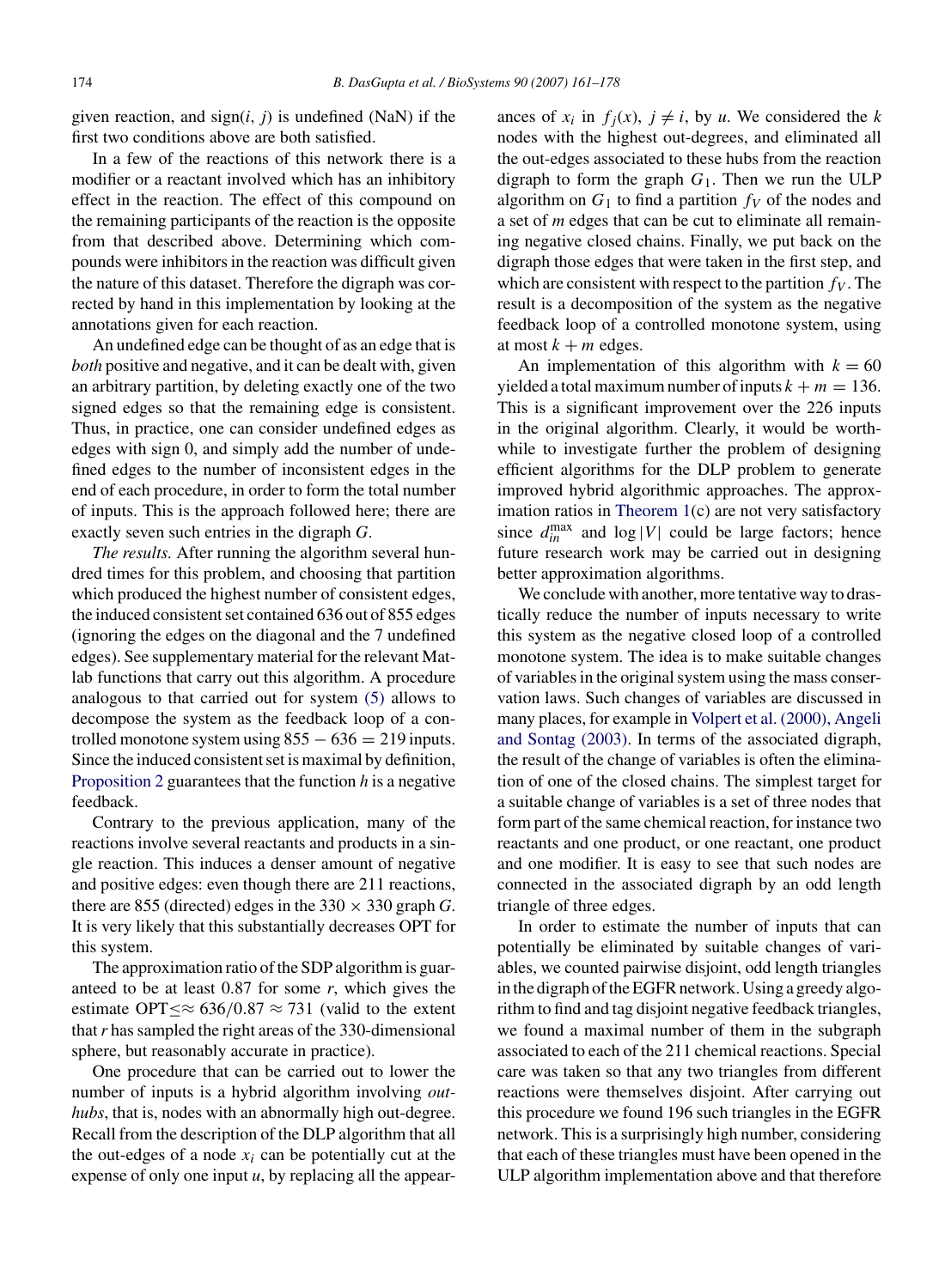given reaction, and sign($i$, $j$) is undefined (NaN) if the first two conditions above are both satisfied.

In a few of the reactions of this network there is a modifier or a reactant involved which has an inhibitory effect in the reaction. The effect of this compound on the remaining participants of the reaction is the opposite from that described above. Determining which compounds were inhibitors in the reaction was difficult given the nature of this dataset. Therefore the digraph was corrected by hand in this implementation by looking at the annotations given for each reaction.

An undefined edge can be thought of as an edge that is *both* positive and negative, and it can be dealt with, given an arbitrary partition, by deleting exactly one of the two signed edges so that the remaining edge is consistent. Thus, in practice, one can consider undefined edges as edges with sign 0, and simply add the number of undefined edges to the number of inconsistent edges in the end of each procedure, in order to form the total number of inputs. This is the approach followed here; there are exactly seven such entries in the digraph $G$.

*The results.* After running the algorithm several hundred times for this problem, and choosing that partition which produced the highest number of consistent edges, the induced consistent set contained 636 out of 855 edges (ignoring the edges on the diagonal and the 7 undefined edges). See supplementary material for the relevant Matlab functions that carry out this algorithm. A procedure analogous to that carried out for system (5) allows to decompose the system as the feedback loop of a controlled monotone system using $855 - 636 = 219$ inputs. Since the induced consistent set is maximal by definition, Proposition 2 guarantees that the function $h$ is a negative feedback.

Contrary to the previous application, many of the reactions involve several reactants and products in a single reaction. This induces a denser amount of negative and positive edges: even though there are 211 reactions, there are 855 (directed) edges in the $330 \times 330$ graph $G$. It is very likely that this substantially decreases OPT for this system.

The approximation ratio of the SDP algorithm is guaranteed to be at least 0.87 for some $r$, which gives the estimate OPT$\lessapprox 636/0.87 \approx 731$ (valid to the extent that $r$ has sampled the right areas of the 330-dimensional sphere, but reasonably accurate in practice).

One procedure that can be carried out to lower the number of inputs is a hybrid algorithm involving *out-hubs*, that is, nodes with an abnormally high out-degree. Recall from the description of the DLP algorithm that all the out-edges of a node $x_i$ can be potentially cut at the expense of only one input $u$, by replacing all the appearances of $x_i$ in $f_j(x)$, $j \neq i$, by $u$. We considered the $k$ nodes with the highest out-degrees, and eliminated all the out-edges associated to these hubs from the reaction digraph to form the graph $G_1$. Then we run the ULP algorithm on $G_1$ to find a partition $f_V$ of the nodes and a set of $m$ edges that can be cut to eliminate all remaining negative closed chains. Finally, we put back on the digraph those edges that were taken in the first step, and which are consistent with respect to the partition $f_V$. The result is a decomposition of the system as the negative feedback loop of a controlled monotone system, using at most $k + m$ edges.

An implementation of this algorithm with $k = 60$ yielded a total maximum number of inputs $k + m = 136$. This is a significant improvement over the 226 inputs in the original algorithm. Clearly, it would be worthwhile to investigate further the problem of designing efficient algorithms for the DLP problem to generate improved hybrid algorithmic approaches. The approximation ratios in Theorem 1(c) are not very satisfactory since $d_{in}^{\max}$ and $\log |V|$ could be large factors; hence future research work may be carried out in designing better approximation algorithms.

We conclude with another, more tentative way to drastically reduce the number of inputs necessary to write this system as the negative closed loop of a controlled monotone system. The idea is to make suitable changes of variables in the original system using the mass conservation laws. Such changes of variables are discussed in many places, for example in Volpert et al. (2000), Angeli and Sontag (2003). In terms of the associated digraph, the result of the change of variables is often the elimination of one of the closed chains. The simplest target for a suitable change of variables is a set of three nodes that form part of the same chemical reaction, for instance two reactants and one product, or one reactant, one product and one modifier. It is easy to see that such nodes are connected in the associated digraph by an odd length triangle of three edges.

In order to estimate the number of inputs that can potentially be eliminated by suitable changes of variables, we counted pairwise disjoint, odd length triangles in the digraph of the EGFR network. Using a greedy algorithm to find and tag disjoint negative feedback triangles, we found a maximal number of them in the subgraph associated to each of the 211 chemical reactions. Special care was taken so that any two triangles from different reactions were themselves disjoint. After carrying out this procedure we found 196 such triangles in the EGFR network. This is a surprisingly high number, considering that each of these triangles must have been opened in the ULP algorithm implementation above and that therefore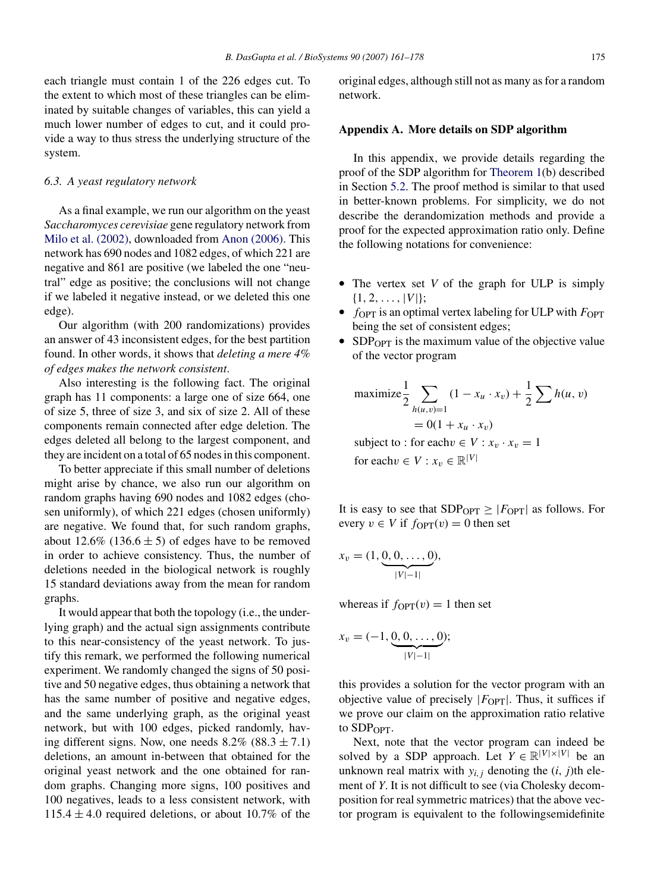each triangle must contain 1 of the 226 edges cut. To the extent to which most of these triangles can be eliminated by suitable changes of variables, this can yield a much lower number of edges to cut, and it could provide a way to thus stress the underlying structure of the system.

### 6.3. A yeast regulatory network

As a final example, we run our algorithm on the yeast *Saccharomyces cerevisiae* gene regulatory network from Milo et al. (2002), downloaded from Anon (2006). This network has 690 nodes and 1082 edges, of which 221 are negative and 861 are positive (we labeled the one "neutral" edge as positive; the conclusions will not change if we labeled it negative instead, or we deleted this one edge).

Our algorithm (with 200 randomizations) provides an answer of 43 inconsistent edges, for the best partition found. In other words, it shows that *deleting a mere 4% of edges makes the network consistent*.

Also interesting is the following fact. The original graph has 11 components: a large one of size 664, one of size 5, three of size 3, and six of size 2. All of these components remain connected after edge deletion. The edges deleted all belong to the largest component, and they are incident on a total of 65 nodes in this component.

To better appreciate if this small number of deletions might arise by chance, we also run our algorithm on random graphs having 690 nodes and 1082 edges (chosen uniformly), of which 221 edges (chosen uniformly) are negative. We found that, for such random graphs, about 12.6% ($136.6 \pm 5$) of edges have to be removed in order to achieve consistency. Thus, the number of deletions needed in the biological network is roughly 15 standard deviations away from the mean for random graphs.

It would appear that both the topology (i.e., the underlying graph) and the actual sign assignments contribute to this near-consistency of the yeast network. To justify this remark, we performed the following numerical experiment. We randomly changed the signs of 50 positive and 50 negative edges, thus obtaining a network that has the same number of positive and negative edges, and the same underlying graph, as the original yeast network, but with 100 edges, picked randomly, having different signs. Now, one needs 8.2% ($88.3 \pm 7.1$) deletions, an amount in-between that obtained for the original yeast network and the one obtained for random graphs. Changing more signs, 100 positives and 100 negatives, leads to a less consistent network, with $115.4 \pm 4.0$ required deletions, or about 10.7% of the original edges, although still not as many as for a random network.

## Appendix A. More details on SDP algorithm

In this appendix, we provide details regarding the proof of the SDP algorithm for Theorem 1(b) described in Section 5.2. The proof method is similar to that used in better-known problems. For simplicity, we do not describe the derandomization methods and provide a proof for the expected approximation ratio only. Define the following notations for convenience:

- The vertex set $V$ of the graph for ULP is simply $\{1, 2, \ldots, |V|\}$;
- $f_{\mathrm{OPT}}$ is an optimal vertex labeling for ULP with $F_{\mathrm{OPT}}$ being the set of consistent edges;
- $\mathrm{SDP}_{\mathrm{OPT}}$ is the maximum value of the objective value of the vector program

$$\text{maximize}\frac{1}{2}\sum_{h(u,v)=1}(1 - x_u \cdot x_v) + \frac{1}{2}\sum h(u, v)$$
$$= 0(1 + x_u \cdot x_v)$$
$$\text{subject to : for each} v \in V : x_v \cdot x_v = 1$$
$$\text{for each} v \in V : x_v \in \mathbb{R}^{|V|}$$

It is easy to see that $\mathrm{SDP}_{\mathrm{OPT}} \geq |F_{\mathrm{OPT}}|$ as follows. For every $v \in V$ if $f_{\mathrm{OPT}}(v) = 0$ then set

$$x_v = (1, \underbrace{0, 0, \ldots, 0}_{|V|-1}),$$

whereas if $f_{\mathrm{OPT}}(v) = 1$ then set

$$x_v = (-1, \underbrace{0, 0, \ldots, 0}_{|V|-1});$$

this provides a solution for the vector program with an objective value of precisely $|F_{\mathrm{OPT}}|$. Thus, it suffices if we prove our claim on the approximation ratio relative to $\mathrm{SDP}_{\mathrm{OPT}}$.

Next, note that the vector program can indeed be solved by a SDP approach. Let $Y \in \mathbb{R}^{|V|\times|V|}$ be an unknown real matrix with $y_{i,j}$ denoting the $(i, j)$th element of $Y$. It is not difficult to see (via Cholesky decomposition for real symmetric matrices) that the above vector program is equivalent to the followingsemidefinite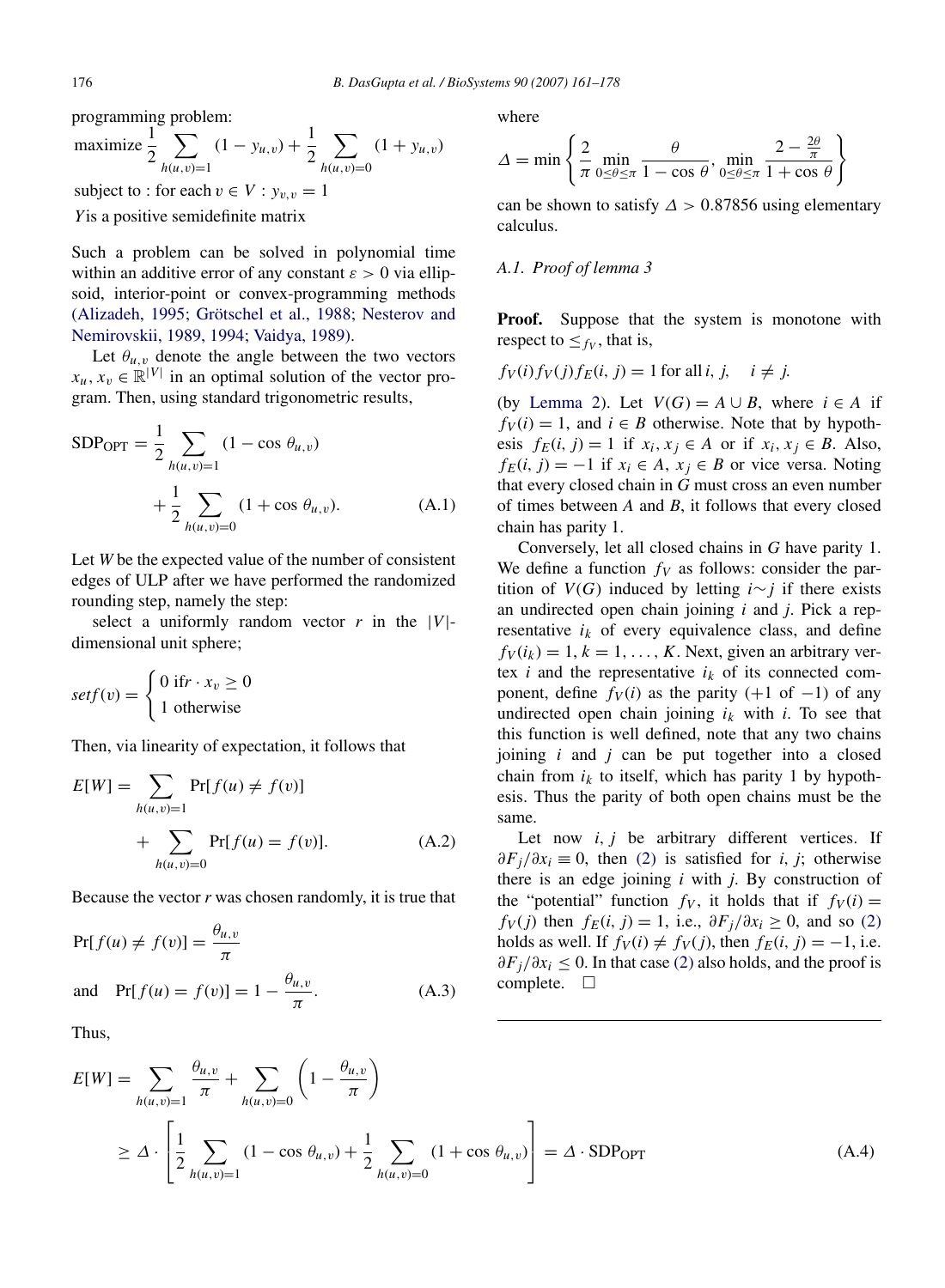programming problem:

$$\text{maximize } \frac{1}{2}\sum_{h(u,v)=1}(1-y_{u,v}) + \frac{1}{2}\sum_{h(u,v)=0}(1+y_{u,v})$$

subject to : for each $v \in V : y_{v,v} = 1$

$Y$ is a positive semidefinite matrix

Such a problem can be solved in polynomial time within an additive error of any constant $\varepsilon > 0$ via ellipsoid, interior-point or convex-programming methods (Alizadeh, 1995; Grötschel et al., 1988; Nesterov and Nemirovskii, 1989, 1994; Vaidya, 1989).

Let $\theta_{u,v}$ denote the angle between the two vectors $x_u, x_v \in \mathbb{R}^{|V|}$ in an optimal solution of the vector program. Then, using standard trigonometric results,

$$\text{SDP}_{\text{OPT}} = \frac{1}{2}\sum_{h(u,v)=1}(1-\cos\theta_{u,v}) + \frac{1}{2}\sum_{h(u,v)=0}(1+\cos\theta_{u,v}). \tag{A.1}$$

Let $W$ be the expected value of the number of consistent edges of ULP after we have performed the randomized rounding step, namely the step:

select a uniformly random vector $r$ in the $|V|$-dimensional unit sphere;

$$setf(v) = \begin{cases} 0 \text{ if } r \cdot x_v \geq 0 \\ 1 \text{ otherwise} \end{cases}$$

Then, via linearity of expectation, it follows that

$$E[W] = \sum_{h(u,v)=1}\Pr[f(u) \neq f(v)] + \sum_{h(u,v)=0}\Pr[f(u) = f(v)]. \tag{A.2}$$

Because the vector $r$ was chosen randomly, it is true that

$$\Pr[f(u) \neq f(v)] = \frac{\theta_{u,v}}{\pi}$$

$$\text{and} \quad \Pr[f(u) = f(v)] = 1 - \frac{\theta_{u,v}}{\pi}. \tag{A.3}$$

Thus,

$$E[W] = \sum_{h(u,v)=1}\frac{\theta_{u,v}}{\pi} + \sum_{h(u,v)=0}\left(1 - \frac{\theta_{u,v}}{\pi}\right) \geq \Delta \cdot \left[\frac{1}{2}\sum_{h(u,v)=1}(1-\cos\theta_{u,v}) + \frac{1}{2}\sum_{h(u,v)=0}(1+\cos\theta_{u,v})\right] = \Delta \cdot \text{SDP}_{\text{OPT}} \tag{A.4}$$

where

$$\Delta = \min\left\{\frac{2}{\pi}\min_{0\leq\theta\leq\pi}\frac{\theta}{1-\cos\theta}, \min_{0\leq\theta\leq\pi}\frac{2-\frac{2\theta}{\pi}}{1+\cos\theta}\right\}$$

can be shown to satisfy $\Delta > 0.87856$ using elementary calculus.

### A.1. Proof of lemma 3

**Proof.** Suppose that the system is monotone with respect to $\leq_{f_V}$, that is,

$f_V(i)f_V(j)f_E(i, j) = 1$ for all $i, j, \quad i \neq j.$

(by Lemma 2). Let $V(G) = A \cup B$, where $i \in A$ if $f_V(i) = 1$, and $i \in B$ otherwise. Note that by hypothesis $f_E(i, j) = 1$ if $x_i, x_j \in A$ or if $x_i, x_j \in B$. Also, $f_E(i, j) = -1$ if $x_i \in A$, $x_j \in B$ or vice versa. Noting that every closed chain in $G$ must cross an even number of times between $A$ and $B$, it follows that every closed chain has parity 1.

Conversely, let all closed chains in $G$ have parity 1. We define a function $f_V$ as follows: consider the partition of $V(G)$ induced by letting $i\sim j$ if there exists an undirected open chain joining $i$ and $j$. Pick a representative $i_k$ of every equivalence class, and define $f_V(i_k) = 1$, $k = 1, \ldots, K$. Next, given an arbitrary vertex $i$ and the representative $i_k$ of its connected component, define $f_V(i)$ as the parity ($+1$ of $-1$) of any undirected open chain joining $i_k$ with $i$. To see that this function is well defined, note that any two chains joining $i$ and $j$ can be put together into a closed chain from $i_k$ to itself, which has parity 1 by hypothesis. Thus the parity of both open chains must be the same.

Let now $i, j$ be arbitrary different vertices. If $\partial F_j/\partial x_i \equiv 0$, then (2) is satisfied for $i, j$; otherwise there is an edge joining $i$ with $j$. By construction of the "potential" function $f_V$, it holds that if $f_V(i) = f_V(j)$ then $f_E(i, j) = 1$, i.e., $\partial F_j/\partial x_i \geq 0$, and so (2) holds as well. If $f_V(i) \neq f_V(j)$, then $f_E(i, j) = -1$, i.e. $\partial F_j/\partial x_i \leq 0$. In that case (2) also holds, and the proof is complete. □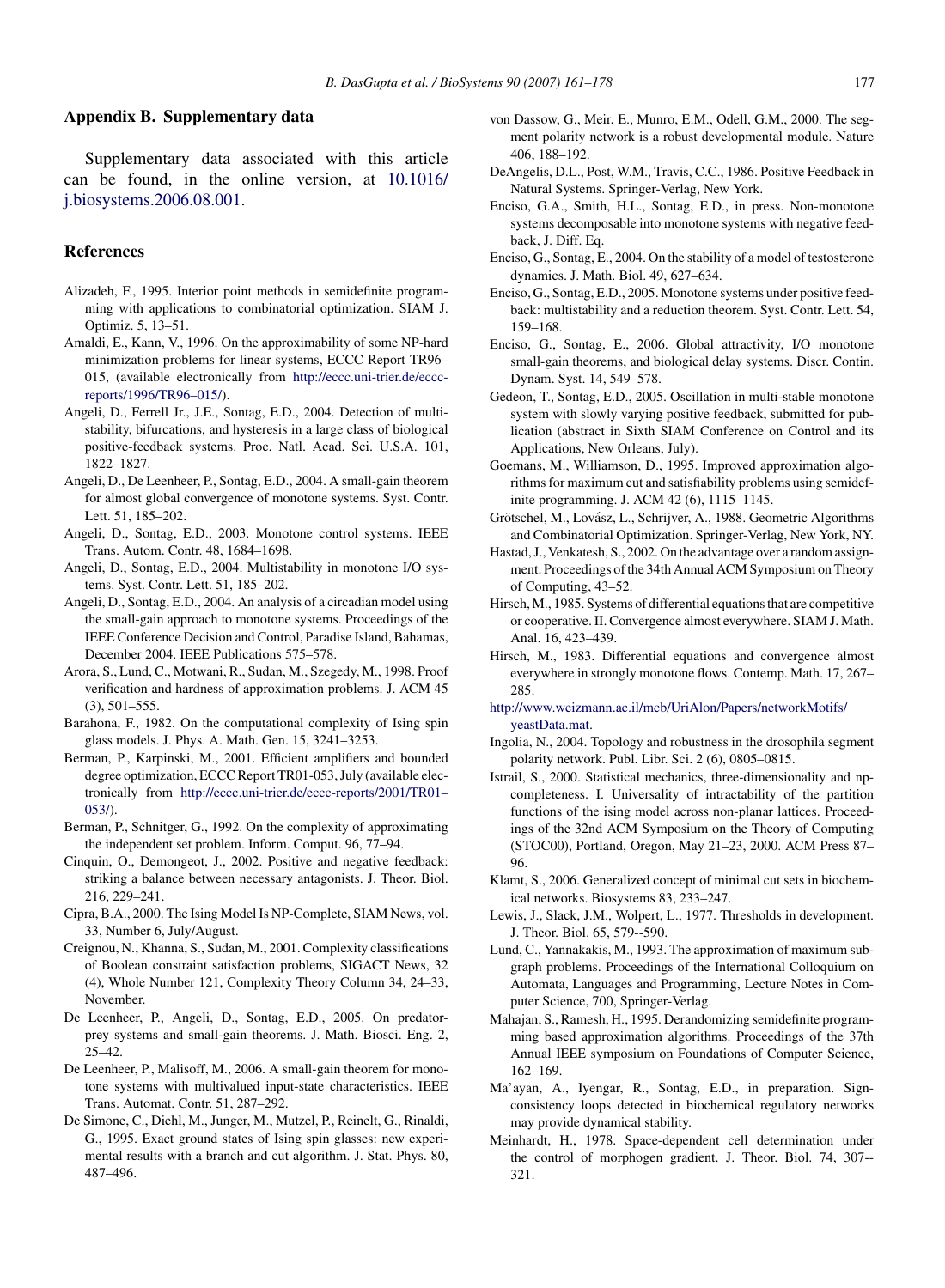## Appendix B. Supplementary data

Supplementary data associated with this article can be found, in the online version, at 10.1016/j.biosystems.2006.08.001.

## References

Alizadeh, F., 1995. Interior point methods in semidefinite programming with applications to combinatorial optimization. SIAM J. Optimiz. 5, 13–51.

Amaldi, E., Kann, V., 1996. On the approximability of some NP-hard minimization problems for linear systems, ECCC Report TR96–015, (available electronically from http://eccc.uni-trier.de/eccc-reports/1996/TR96–015/).

Angeli, D., Ferrell Jr., J.E., Sontag, E.D., 2004. Detection of multistability, bifurcations, and hysteresis in a large class of biological positive-feedback systems. Proc. Natl. Acad. Sci. U.S.A. 101, 1822–1827.

Angeli, D., De Leenheer, P., Sontag, E.D., 2004. A small-gain theorem for almost global convergence of monotone systems. Syst. Contr. Lett. 51, 185–202.

Angeli, D., Sontag, E.D., 2003. Monotone control systems. IEEE Trans. Autom. Contr. 48, 1684–1698.

Angeli, D., Sontag, E.D., 2004. Multistability in monotone I/O systems. Syst. Contr. Lett. 51, 185–202.

Angeli, D., Sontag, E.D., 2004. An analysis of a circadian model using the small-gain approach to monotone systems. Proceedings of the IEEE Conference Decision and Control, Paradise Island, Bahamas, December 2004. IEEE Publications 575–578.

Arora, S., Lund, C., Motwani, R., Sudan, M., Szegedy, M., 1998. Proof verification and hardness of approximation problems. J. ACM 45 (3), 501–555.

Barahona, F., 1982. On the computational complexity of Ising spin glass models. J. Phys. A. Math. Gen. 15, 3241–3253.

Berman, P., Karpinski, M., 2001. Efficient amplifiers and bounded degree optimization, ECCC Report TR01-053, July (available electronically from http://eccc.uni-trier.de/eccc-reports/2001/TR01–053/).

Berman, P., Schnitger, G., 1992. On the complexity of approximating the independent set problem. Inform. Comput. 96, 77–94.

Cinquin, O., Demongeot, J., 2002. Positive and negative feedback: striking a balance between necessary antagonists. J. Theor. Biol. 216, 229–241.

Cipra, B.A., 2000. The Ising Model Is NP-Complete, SIAM News, vol. 33, Number 6, July/August.

Creignou, N., Khanna, S., Sudan, M., 2001. Complexity classifications of Boolean constraint satisfaction problems, SIGACT News, 32 (4), Whole Number 121, Complexity Theory Column 34, 24–33, November.

De Leenheer, P., Angeli, D., Sontag, E.D., 2005. On predator-prey systems and small-gain theorems. J. Math. Biosci. Eng. 2, 25–42.

De Leenheer, P., Malisoff, M., 2006. A small-gain theorem for monotone systems with multivalued input-state characteristics. IEEE Trans. Automat. Contr. 51, 287–292.

De Simone, C., Diehl, M., Junger, M., Mutzel, P., Reinelt, G., Rinaldi, G., 1995. Exact ground states of Ising spin glasses: new experimental results with a branch and cut algorithm. J. Stat. Phys. 80, 487–496.

von Dassow, G., Meir, E., Munro, E.M., Odell, G.M., 2000. The segment polarity network is a robust developmental module. Nature 406, 188–192.

DeAngelis, D.L., Post, W.M., Travis, C.C., 1986. Positive Feedback in Natural Systems. Springer-Verlag, New York.

Enciso, G.A., Smith, H.L., Sontag, E.D., in press. Non-monotone systems decomposable into monotone systems with negative feedback, J. Diff. Eq.

Enciso, G., Sontag, E., 2004. On the stability of a model of testosterone dynamics. J. Math. Biol. 49, 627–634.

Enciso, G., Sontag, E.D., 2005. Monotone systems under positive feedback: multistability and a reduction theorem. Syst. Contr. Lett. 54, 159–168.

Enciso, G., Sontag, E., 2006. Global attractivity, I/O monotone small-gain theorems, and biological delay systems. Discr. Contin. Dynam. Syst. 14, 549–578.

Gedeon, T., Sontag, E.D., 2005. Oscillation in multi-stable monotone system with slowly varying positive feedback, submitted for publication (abstract in Sixth SIAM Conference on Control and its Applications, New Orleans, July).

Goemans, M., Williamson, D., 1995. Improved approximation algorithms for maximum cut and satisfiability problems using semidefinite programming. J. ACM 42 (6), 1115–1145.

Grötschel, M., Lovász, L., Schrijver, A., 1988. Geometric Algorithms and Combinatorial Optimization. Springer-Verlag, New York, NY.

Hastad, J., Venkatesh, S., 2002. On the advantage over a random assignment. Proceedings of the 34th Annual ACM Symposium on Theory of Computing, 43–52.

Hirsch, M., 1985. Systems of differential equations that are competitive or cooperative. II. Convergence almost everywhere. SIAM J. Math. Anal. 16, 423–439.

Hirsch, M., 1983. Differential equations and convergence almost everywhere in strongly monotone flows. Contemp. Math. 17, 267–285.

http://www.weizmann.ac.il/mcb/UriAlon/Papers/networkMotifs/yeastData.mat.

Ingolia, N., 2004. Topology and robustness in the drosophila segment polarity network. Publ. Libr. Sci. 2 (6), 0805–0815.

Istrail, S., 2000. Statistical mechanics, three-dimensionality and np-completeness. I. Universality of intractability of the partition functions of the ising model across non-planar lattices. Proceedings of the 32nd ACM Symposium on the Theory of Computing (STOC00), Portland, Oregon, May 21–23, 2000. ACM Press 87–96.

Klamt, S., 2006. Generalized concept of minimal cut sets in biochemical networks. Biosystems 83, 233–247.

Lewis, J., Slack, J.M., Wolpert, L., 1977. Thresholds in development. J. Theor. Biol. 65, 579--590.

Lund, C., Yannakakis, M., 1993. The approximation of maximum subgraph problems. Proceedings of the International Colloquium on Automata, Languages and Programming, Lecture Notes in Computer Science, 700, Springer-Verlag.

Mahajan, S., Ramesh, H., 1995. Derandomizing semidefinite programming based approximation algorithms. Proceedings of the 37th Annual IEEE symposium on Foundations of Computer Science, 162–169.

Ma'ayan, A., Iyengar, R., Sontag, E.D., in preparation. Sign-consistency loops detected in biochemical regulatory networks may provide dynamical stability.

Meinhardt, H., 1978. Space-dependent cell determination under the control of morphogen gradient. J. Theor. Biol. 74, 307--321.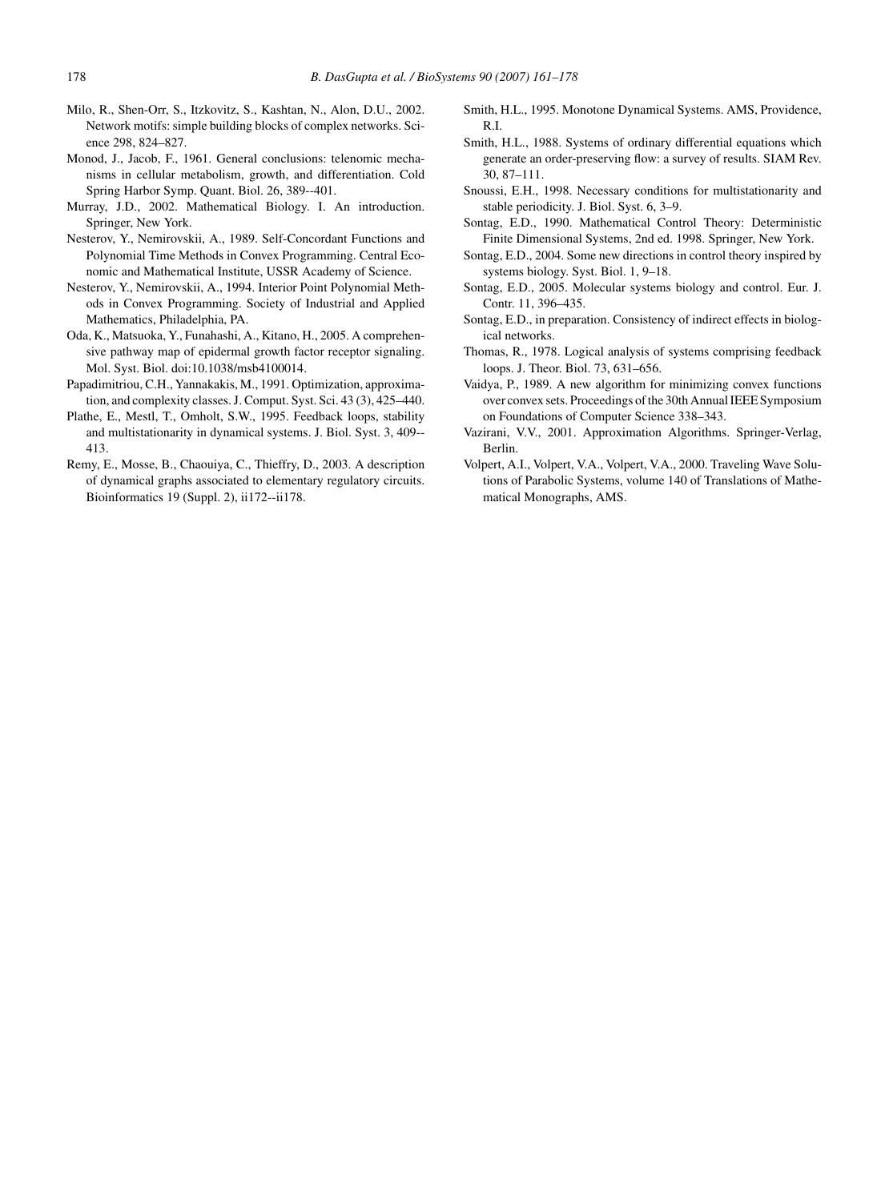Milo, R., Shen-Orr, S., Itzkovitz, S., Kashtan, N., Alon, D.U., 2002. Network motifs: simple building blocks of complex networks. Science 298, 824–827.

Monod, J., Jacob, F., 1961. General conclusions: telenomic mechanisms in cellular metabolism, growth, and differentiation. Cold Spring Harbor Symp. Quant. Biol. 26, 389--401.

Murray, J.D., 2002. Mathematical Biology. I. An introduction. Springer, New York.

Nesterov, Y., Nemirovskii, A., 1989. Self-Concordant Functions and Polynomial Time Methods in Convex Programming. Central Economic and Mathematical Institute, USSR Academy of Science.

Nesterov, Y., Nemirovskii, A., 1994. Interior Point Polynomial Methods in Convex Programming. Society of Industrial and Applied Mathematics, Philadelphia, PA.

Oda, K., Matsuoka, Y., Funahashi, A., Kitano, H., 2005. A comprehensive pathway map of epidermal growth factor receptor signaling. Mol. Syst. Biol. doi:10.1038/msb4100014.

Papadimitriou, C.H., Yannakakis, M., 1991. Optimization, approximation, and complexity classes. J. Comput. Syst. Sci. 43 (3), 425–440.

Plathe, E., Mestl, T., Omholt, S.W., 1995. Feedback loops, stability and multistationarity in dynamical systems. J. Biol. Syst. 3, 409--413.

Remy, E., Mosse, B., Chaouiya, C., Thieffry, D., 2003. A description of dynamical graphs associated to elementary regulatory circuits. Bioinformatics 19 (Suppl. 2), ii172--ii178.

Smith, H.L., 1995. Monotone Dynamical Systems. AMS, Providence, R.I.

Smith, H.L., 1988. Systems of ordinary differential equations which generate an order-preserving flow: a survey of results. SIAM Rev. 30, 87–111.

Snoussi, E.H., 1998. Necessary conditions for multistationarity and stable periodicity. J. Biol. Syst. 6, 3–9.

Sontag, E.D., 1990. Mathematical Control Theory: Deterministic Finite Dimensional Systems, 2nd ed. 1998. Springer, New York.

Sontag, E.D., 2004. Some new directions in control theory inspired by systems biology. Syst. Biol. 1, 9–18.

Sontag, E.D., 2005. Molecular systems biology and control. Eur. J. Contr. 11, 396–435.

Sontag, E.D., in preparation. Consistency of indirect effects in biological networks.

Thomas, R., 1978. Logical analysis of systems comprising feedback loops. J. Theor. Biol. 73, 631–656.

Vaidya, P., 1989. A new algorithm for minimizing convex functions over convex sets. Proceedings of the 30th Annual IEEE Symposium on Foundations of Computer Science 338–343.

Vazirani, V.V., 2001. Approximation Algorithms. Springer-Verlag, Berlin.

Volpert, A.I., Volpert, V.A., Volpert, V.A., 2000. Traveling Wave Solutions of Parabolic Systems, volume 140 of Translations of Mathematical Monographs, AMS.